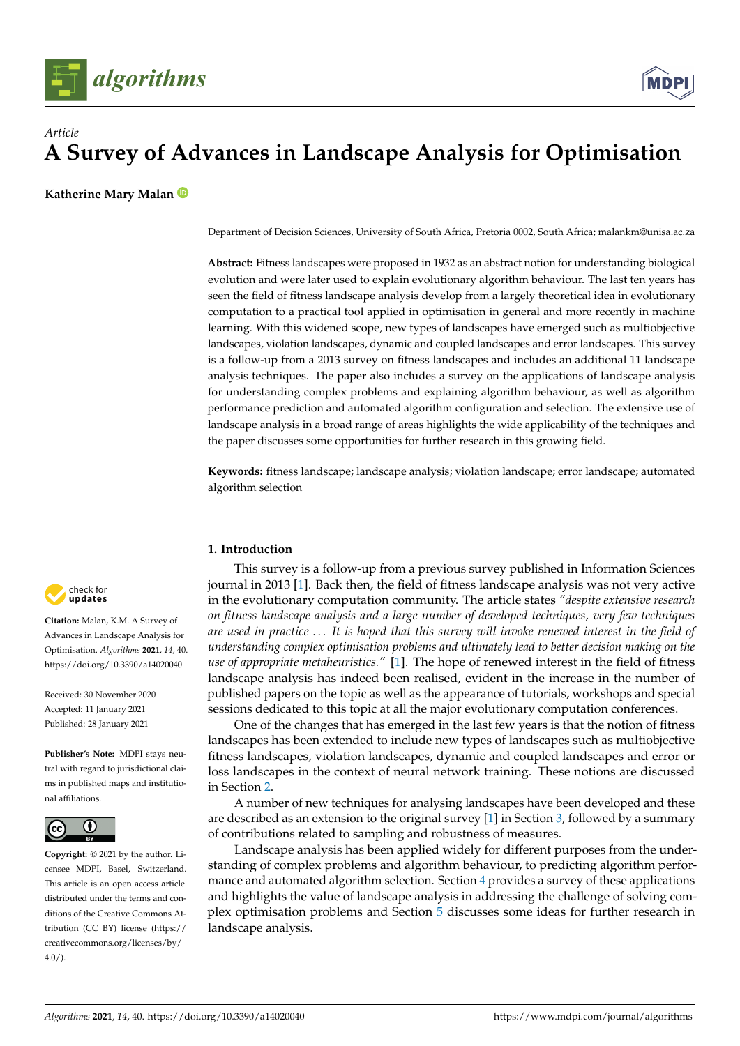*Article*

# A Survey of Advances in Landscape Analysis for Optimisation

**Katherine Mary Malan**

Department of Decision Sciences, University of South Africa, Pretoria 0002, South Africa; malankm@unisa.ac.za

**Abstract:** Fitness landscapes were proposed in 1932 as an abstract notion for understanding biological evolution and were later used to explain evolutionary algorithm behaviour. The last ten years has seen the field of fitness landscape analysis develop from a largely theoretical idea in evolutionary computation to a practical tool applied in optimisation in general and more recently in machine learning. With this widened scope, new types of landscapes have emerged such as multiobjective landscapes, violation landscapes, dynamic and coupled landscapes and error landscapes. This survey is a follow-up from a 2013 survey on fitness landscapes and includes an additional 11 landscape analysis techniques. The paper also includes a survey on the applications of landscape analysis for understanding complex problems and explaining algorithm behaviour, as well as algorithm performance prediction and automated algorithm configuration and selection. The extensive use of landscape analysis in a broad range of areas highlights the wide applicability of the techniques and the paper discusses some opportunities for further research in this growing field.

**Keywords:** fitness landscape; landscape analysis; violation landscape; error landscape; automated algorithm selection

**Citation:** Malan, K.M. A Survey of Advances in Landscape Analysis for Optimisation. *Algorithms* **2021**, *14*, 40. https://doi.org/10.3390/a14020040

Received: 30 November 2020
Accepted: 11 January 2021
Published: 28 January 2021

**Publisher's Note:** MDPI stays neutral with regard to jurisdictional claims in published maps and institutional affiliations.

**Copyright:** © 2021 by the author. Licensee MDPI, Basel, Switzerland. This article is an open access article distributed under the terms and conditions of the Creative Commons Attribution (CC BY) license (https://creativecommons.org/licenses/by/4.0/).

## 1. Introduction

This survey is a follow-up from a previous survey published in Information Sciences journal in 2013 [1]. Back then, the field of fitness landscape analysis was not very active in the evolutionary computation community. The article states *"despite extensive research on fitness landscape analysis and a large number of developed techniques, very few techniques are used in practice . . . It is hoped that this survey will invoke renewed interest in the field of understanding complex optimisation problems and ultimately lead to better decision making on the use of appropriate metaheuristics."* [1]. The hope of renewed interest in the field of fitness landscape analysis has indeed been realised, evident in the increase in the number of published papers on the topic as well as the appearance of tutorials, workshops and special sessions dedicated to this topic at all the major evolutionary computation conferences.

One of the changes that has emerged in the last few years is that the notion of fitness landscapes has been extended to include new types of landscapes such as multiobjective fitness landscapes, violation landscapes, dynamic and coupled landscapes and error or loss landscapes in the context of neural network training. These notions are discussed in Section 2.

A number of new techniques for analysing landscapes have been developed and these are described as an extension to the original survey [1] in Section 3, followed by a summary of contributions related to sampling and robustness of measures.

Landscape analysis has been applied widely for different purposes from the understanding of complex problems and algorithm behaviour, to predicting algorithm performance and automated algorithm selection. Section 4 provides a survey of these applications and highlights the value of landscape analysis in addressing the challenge of solving complex optimisation problems and Section 5 discusses some ideas for further research in landscape analysis.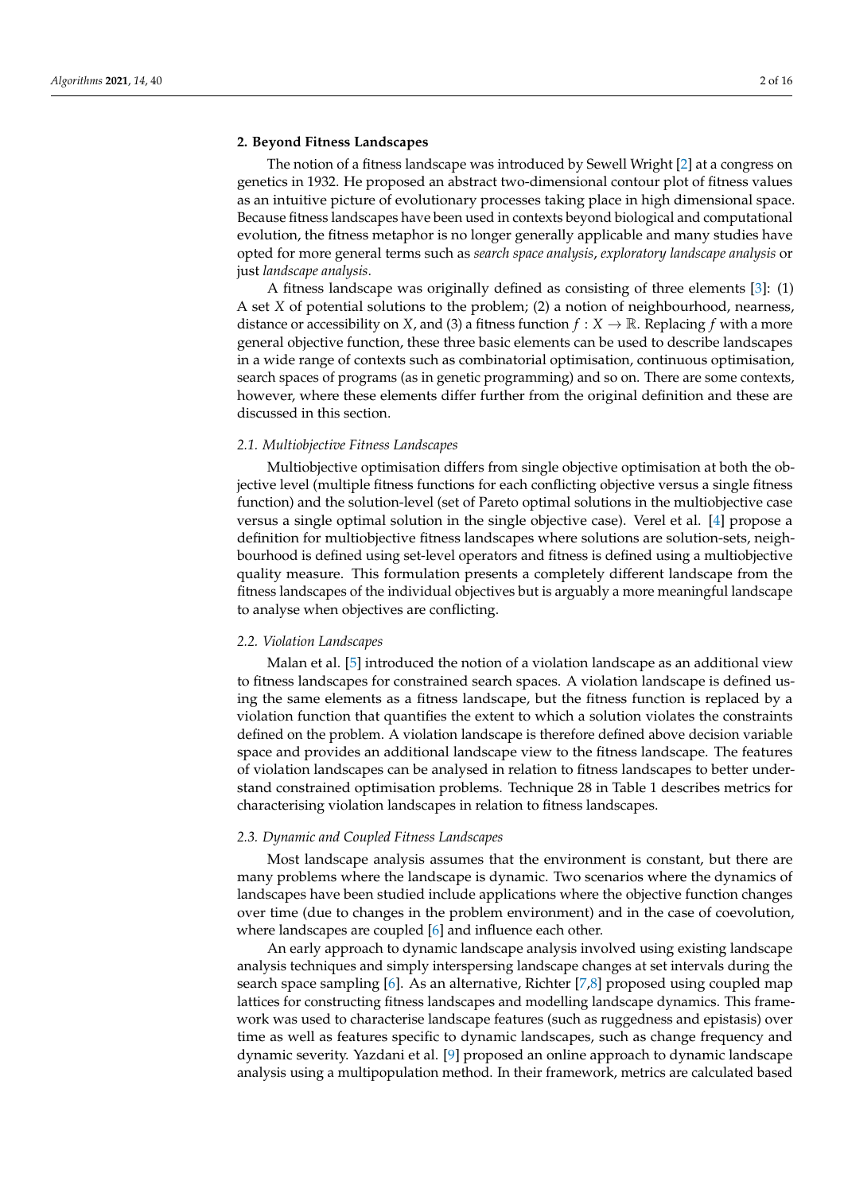## 2. Beyond Fitness Landscapes

The notion of a fitness landscape was introduced by Sewell Wright [2] at a congress on genetics in 1932. He proposed an abstract two-dimensional contour plot of fitness values as an intuitive picture of evolutionary processes taking place in high dimensional space. Because fitness landscapes have been used in contexts beyond biological and computational evolution, the fitness metaphor is no longer generally applicable and many studies have opted for more general terms such as *search space analysis*, *exploratory landscape analysis* or just *landscape analysis*.

A fitness landscape was originally defined as consisting of three elements [3]: (1) A set $X$ of potential solutions to the problem; (2) a notion of neighbourhood, nearness, distance or accessibility on $X$, and (3) a fitness function $f : X \rightarrow \mathbb{R}$. Replacing $f$ with a more general objective function, these three basic elements can be used to describe landscapes in a wide range of contexts such as combinatorial optimisation, continuous optimisation, search spaces of programs (as in genetic programming) and so on. There are some contexts, however, where these elements differ further from the original definition and these are discussed in this section.

### 2.1. Multiobjective Fitness Landscapes

Multiobjective optimisation differs from single objective optimisation at both the objective level (multiple fitness functions for each conflicting objective versus a single fitness function) and the solution-level (set of Pareto optimal solutions in the multiobjective case versus a single optimal solution in the single objective case). Verel et al. [4] propose a definition for multiobjective fitness landscapes where solutions are solution-sets, neighbourhood is defined using set-level operators and fitness is defined using a multiobjective quality measure. This formulation presents a completely different landscape from the fitness landscapes of the individual objectives but is arguably a more meaningful landscape to analyse when objectives are conflicting.

### 2.2. Violation Landscapes

Malan et al. [5] introduced the notion of a violation landscape as an additional view to fitness landscapes for constrained search spaces. A violation landscape is defined using the same elements as a fitness landscape, but the fitness function is replaced by a violation function that quantifies the extent to which a solution violates the constraints defined on the problem. A violation landscape is therefore defined above decision variable space and provides an additional landscape view to the fitness landscape. The features of violation landscapes can be analysed in relation to fitness landscapes to better understand constrained optimisation problems. Technique 28 in Table 1 describes metrics for characterising violation landscapes in relation to fitness landscapes.

### 2.3. Dynamic and Coupled Fitness Landscapes

Most landscape analysis assumes that the environment is constant, but there are many problems where the landscape is dynamic. Two scenarios where the dynamics of landscapes have been studied include applications where the objective function changes over time (due to changes in the problem environment) and in the case of coevolution, where landscapes are coupled [6] and influence each other.

An early approach to dynamic landscape analysis involved using existing landscape analysis techniques and simply interspersing landscape changes at set intervals during the search space sampling [6]. As an alternative, Richter [7,8] proposed using coupled map lattices for constructing fitness landscapes and modelling landscape dynamics. This framework was used to characterise landscape features (such as ruggedness and epistasis) over time as well as features specific to dynamic landscapes, such as change frequency and dynamic severity. Yazdani et al. [9] proposed an online approach to dynamic landscape analysis using a multipopulation method. In their framework, metrics are calculated based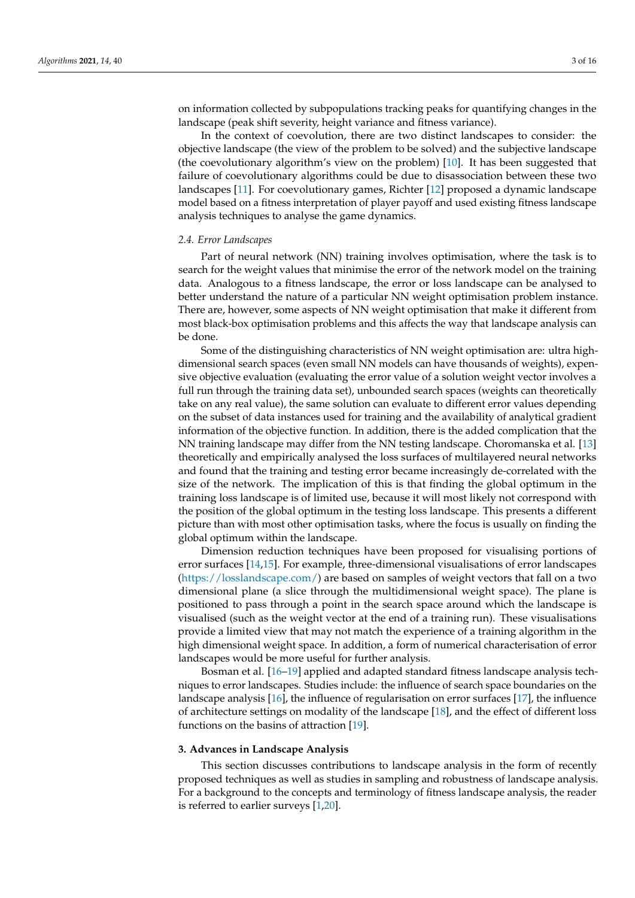on information collected by subpopulations tracking peaks for quantifying changes in the landscape (peak shift severity, height variance and fitness variance).

In the context of coevolution, there are two distinct landscapes to consider: the objective landscape (the view of the problem to be solved) and the subjective landscape (the coevolutionary algorithm's view on the problem) [10]. It has been suggested that failure of coevolutionary algorithms could be due to disassociation between these two landscapes [11]. For coevolutionary games, Richter [12] proposed a dynamic landscape model based on a fitness interpretation of player payoff and used existing fitness landscape analysis techniques to analyse the game dynamics.

### *2.4. Error Landscapes*

Part of neural network (NN) training involves optimisation, where the task is to search for the weight values that minimise the error of the network model on the training data. Analogous to a fitness landscape, the error or loss landscape can be analysed to better understand the nature of a particular NN weight optimisation problem instance. There are, however, some aspects of NN weight optimisation that make it different from most black-box optimisation problems and this affects the way that landscape analysis can be done.

Some of the distinguishing characteristics of NN weight optimisation are: ultra high-dimensional search spaces (even small NN models can have thousands of weights), expensive objective evaluation (evaluating the error value of a solution weight vector involves a full run through the training data set), unbounded search spaces (weights can theoretically take on any real value), the same solution can evaluate to different error values depending on the subset of data instances used for training and the availability of analytical gradient information of the objective function. In addition, there is the added complication that the NN training landscape may differ from the NN testing landscape. Choromanska et al. [13] theoretically and empirically analysed the loss surfaces of multilayered neural networks and found that the training and testing error became increasingly de-correlated with the size of the network. The implication of this is that finding the global optimum in the training loss landscape is of limited use, because it will most likely not correspond with the position of the global optimum in the testing loss landscape. This presents a different picture than with most other optimisation tasks, where the focus is usually on finding the global optimum within the landscape.

Dimension reduction techniques have been proposed for visualising portions of error surfaces [14,15]. For example, three-dimensional visualisations of error landscapes (https://losslandscape.com/) are based on samples of weight vectors that fall on a two dimensional plane (a slice through the multidimensional weight space). The plane is positioned to pass through a point in the search space around which the landscape is visualised (such as the weight vector at the end of a training run). These visualisations provide a limited view that may not match the experience of a training algorithm in the high dimensional weight space. In addition, a form of numerical characterisation of error landscapes would be more useful for further analysis.

Bosman et al. [16–19] applied and adapted standard fitness landscape analysis techniques to error landscapes. Studies include: the influence of search space boundaries on the landscape analysis [16], the influence of regularisation on error surfaces [17], the influence of architecture settings on modality of the landscape [18], and the effect of different loss functions on the basins of attraction [19].

## **3. Advances in Landscape Analysis**

This section discusses contributions to landscape analysis in the form of recently proposed techniques as well as studies in sampling and robustness of landscape analysis. For a background to the concepts and terminology of fitness landscape analysis, the reader is referred to earlier surveys [1,20].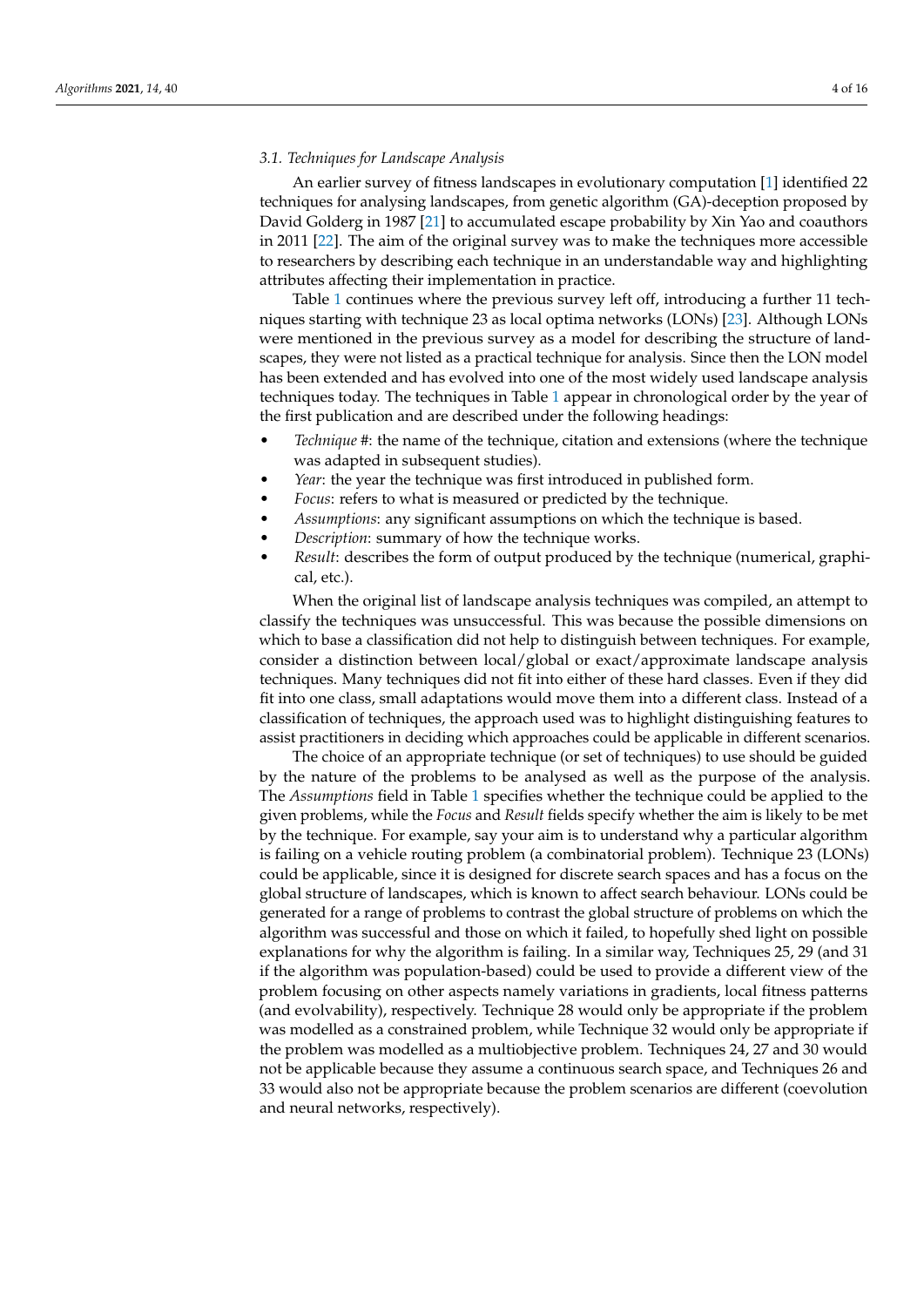### 3.1. Techniques for Landscape Analysis

An earlier survey of fitness landscapes in evolutionary computation [1] identified 22 techniques for analysing landscapes, from genetic algorithm (GA)-deception proposed by David Golderg in 1987 [21] to accumulated escape probability by Xin Yao and coauthors in 2011 [22]. The aim of the original survey was to make the techniques more accessible to researchers by describing each technique in an understandable way and highlighting attributes affecting their implementation in practice.

Table 1 continues where the previous survey left off, introducing a further 11 techniques starting with technique 23 as local optima networks (LONs) [23]. Although LONs were mentioned in the previous survey as a model for describing the structure of landscapes, they were not listed as a practical technique for analysis. Since then the LON model has been extended and has evolved into one of the most widely used landscape analysis techniques today. The techniques in Table 1 appear in chronological order by the year of the first publication and are described under the following headings:

- *Technique #*: the name of the technique, citation and extensions (where the technique was adapted in subsequent studies).
- *Year*: the year the technique was first introduced in published form.
- *Focus*: refers to what is measured or predicted by the technique.
- *Assumptions*: any significant assumptions on which the technique is based.
- *Description*: summary of how the technique works.
- *Result*: describes the form of output produced by the technique (numerical, graphical, etc.).

When the original list of landscape analysis techniques was compiled, an attempt to classify the techniques was unsuccessful. This was because the possible dimensions on which to base a classification did not help to distinguish between techniques. For example, consider a distinction between local/global or exact/approximate landscape analysis techniques. Many techniques did not fit into either of these hard classes. Even if they did fit into one class, small adaptations would move them into a different class. Instead of a classification of techniques, the approach used was to highlight distinguishing features to assist practitioners in deciding which approaches could be applicable in different scenarios.

The choice of an appropriate technique (or set of techniques) to use should be guided by the nature of the problems to be analysed as well as the purpose of the analysis. The *Assumptions* field in Table 1 specifies whether the technique could be applied to the given problems, while the *Focus* and *Result* fields specify whether the aim is likely to be met by the technique. For example, say your aim is to understand why a particular algorithm is failing on a vehicle routing problem (a combinatorial problem). Technique 23 (LONs) could be applicable, since it is designed for discrete search spaces and has a focus on the global structure of landscapes, which is known to affect search behaviour. LONs could be generated for a range of problems to contrast the global structure of problems on which the algorithm was successful and those on which it failed, to hopefully shed light on possible explanations for why the algorithm is failing. In a similar way, Techniques 25, 29 (and 31 if the algorithm was population-based) could be used to provide a different view of the problem focusing on other aspects namely variations in gradients, local fitness patterns (and evolvability), respectively. Technique 28 would only be appropriate if the problem was modelled as a constrained problem, while Technique 32 would only be appropriate if the problem was modelled as a multiobjective problem. Techniques 24, 27 and 30 would not be applicable because they assume a continuous search space, and Techniques 26 and 33 would also not be appropriate because the problem scenarios are different (coevolution and neural networks, respectively).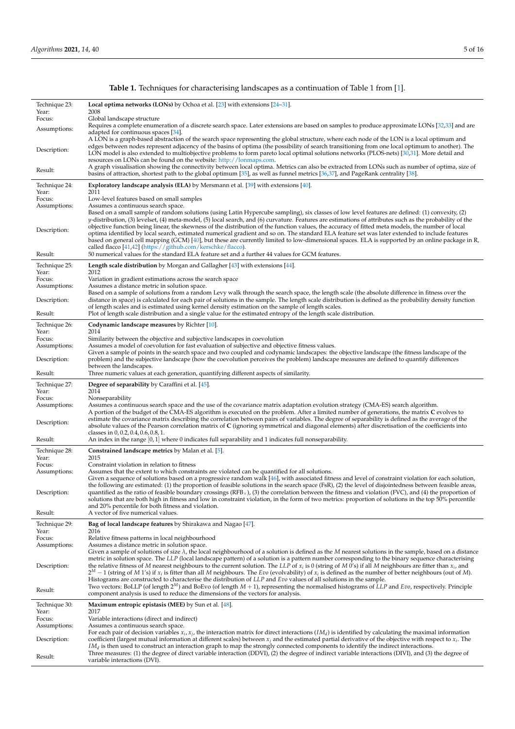**Table 1.** Techniques for characterising landscapes as a continuation of Table 1 from [1].

| | |
|---|---|
| Technique 23: | **Local optima networks (LONs)** by Ochoa et al. [23] with extensions [24–31]. |
| Year: | 2008 |
| Focus: | Global landscape structure |
| Assumptions: | Requires a complete enumeration of a discrete search space. Later extensions are based on samples to produce approximate LONs [32,33] and are adapted for continuous spaces [34]. |
| Description: | A LON is a graph-based abstraction of the search space representing the global structure, where each node of the LON is a local optimum and edges between nodes represent adjacency of the basins of optima (the possibility of search transitioning from one local optimum to another). The LON model is also extended to multiobjective problems to form pareto local optimal solutions networks (PLOS-nets) [30,31]. More detail and resources on LONs can be found on the website: http://lonmaps.com. |
| Result: | A graph visualisation showing the connectivity between local optima. Metrics can also be extracted from LONs such as number of optima, size of basins of attraction, shortest path to the global optimum [35], as well as funnel metrics [36,37], and PageRank centrality [38]. |
| Technique 24: | **Exploratory landscape analysis (ELA)** by Mersmann et al. [39] with extensions [40]. |
| Year: | 2011 |
| Focus: | Low-level features based on small samples |
| Assumptions: | Assumes a continuous search space. |
| Description: | Based on a small sample of random solutions (using Latin Hypercube sampling), six classes of low level features are defined: (1) convexity, (2) $y$-distribution, (3) levelset, (4) meta-model, (5) local search, and (6) curvature. Features are estimations of attributes such as the probability of the objective function being linear, the skewness of the distribution of the function values, the accuracy of fitted meta models, the number of local optima identified by local search, estimated numerical gradient and so on. The standard ELA feature set was later extended to include features based on general cell mapping (GCM) [40], but these are currently limited to low-dimensional spaces. ELA is supported by an online package in R, called flacco [41,42] (https://github.com/kerschke/flacco). |
| Result: | 50 numerical values for the standard ELA feature set and a further 44 values for GCM features. |
| Technique 25: | **Length scale distribution** by Morgan and Gallagher [43] with extensions [44]. |
| Year: | 2012 |
| Focus: | Variation in gradient estimations across the search space |
| Assumptions: | Assumes a distance metric in solution space. |
| Description: | Based on a sample of solutions from a random Levy walk through the search space, the length scale (the absolute difference in fitness over the distance in space) is calculated for each pair of solutions in the sample. The length scale distribution is defined as the probability density function of length scales and is estimated using kernel density estimation on the sample of length scales. |
| Result: | Plot of length scale distribution and a single value for the estimated entropy of the length scale distribution. |
| Technique 26: | **Codynamic landscape measures** by Richter [10]. |
| Year: | 2014 |
| Focus: | Similarity between the objective and subjective landscapes in coevolution |
| Assumptions: | Assumes a model of coevolution for fast evaluation of subjective and objective fitness values. |
| Description: | Given a sample of points in the search space and two coupled and codynamic landscapes: the objective landscape (the fitness landscape of the problem) and the subjective landscape (how the coevolution perceives the problem) landscape measures are defined to quantify differences between the landscapes. |
| Result: | Three numeric values at each generation, quantifying different aspects of similarity. |
| Technique 27: | **Degree of separability** by Caraffini et al. [45]. |
| Year: | 2014 |
| Focus: | Nonseparability |
| Assumptions: | Assumes a continuous search space and the use of the covariance matrix adaptation evolution strategy (CMA-ES) search algorithm. |
| Description: | A portion of the budget of the CMA-ES algorithm is executed on the problem. After a limited number of generations, the matrix $\mathbf{C}$ evolves to estimate the covariance matrix describing the correlation between pairs of variables. The degree of separability is defined as the average of the absolute values of the Pearson correlation matrix of $\mathbf{C}$ (ignoring symmetrical and diagonal elements) after discretisation of the coefficients into classes in $0, 0.2, 0.4, 0.6, 0.8, 1$. |
| Result: | An index in the range $[0,1]$ where 0 indicates full separability and 1 indicates full nonseparability. |
| Technique 28: | **Constrained landscape metrics** by Malan et al. [5]. |
| Year: | 2015 |
| Focus: | Constraint violation in relation to fitness |
| Assumptions: | Assumes that the extent to which constraints are violated can be quantified for all solutions. |
| Description: | Given a sequence of solutions based on a progressive random walk [46], with associated fitness and level of constraint violation for each solution, the following are estimated: (1) the proportion of feasible solutions in the search space (FsR), (2) the level of disjointedness between feasible areas, quantified as the ratio of feasible boundary crossings ($\text{RFB}_{\times}$), (3) the correlation between the fitness and violation (FVC), and (4) the proportion of solutions that are both high in fitness and low in constraint violation, in the form of two metrics: proportion of solutions in the top 50% percentile and 20% percentile for both fitness and violation. |
| Result: | A vector of five numerical values. |
| Technique 29: | **Bag of local landscape features** by Shirakawa and Nagao [47]. |
| Year: | 2016 |
| Focus: | Relative fitness patterns in local neighbourhood |
| Assumptions: | Assumes a distance metric in solution space. |
| Description: | Given a sample of solutions of size $\lambda$, the local neighbourhood of a solution is defined as the $M$ nearest solutions in the sample, based on a distance metric in solution space. The *LLP* (local landscape pattern) of a solution is a pattern number corresponding to the binary sequence characterising the relative fitness of $M$ nearest neighbours to the current solution. The *LLP* of $x_i$ is 0 (string of $M$ 0's) if all $M$ neighbours are fitter than $x_i$, and $2^M - 1$ (string of $M$ 1's) if $x_i$ is fitter than all $M$ neighbours. The *Evo* (evolvability) of $x_i$ is defined as the number of better neighbours (out of $M$). Histograms are constructed to characterise the distribution of *LLP* and *Evo* values of all solutions in the sample. |
| Result: | Two vectors: BoLLP (of length $2^M$) and BoEvo (of length $M+1$), representing the normalised histograms of *LLP* and *Evo*, respectively. Principle component analysis is used to reduce the dimensions of the vectors for analysis. |
| Technique 30: | **Maximum entropic epistasis (MEE)** by Sun et al. [48]. |
| Year: | 2017 |
| Focus: | Variable interactions (direct and indirect) |
| Assumptions: | Assumes a continuous search space. |
| Description: | For each pair of decision variables $x_i, x_j$, the interaction matrix for direct interactions ($IM_d$) is identified by calculating the maximal information coefficient (largest mutual information at different scales) between $x_j$ and the estimated partial derivative of the objective with respect to $x_i$. The $IM_d$ is then used to construct an interaction graph to map the strongly connected components to identify the indirect interactions. |
| Result: | Three measures: (1) the degree of direct variable interaction (DDVI), (2) the degree of indirect variable interactions (DIVI), and (3) the degree of variable interactions (DVI). |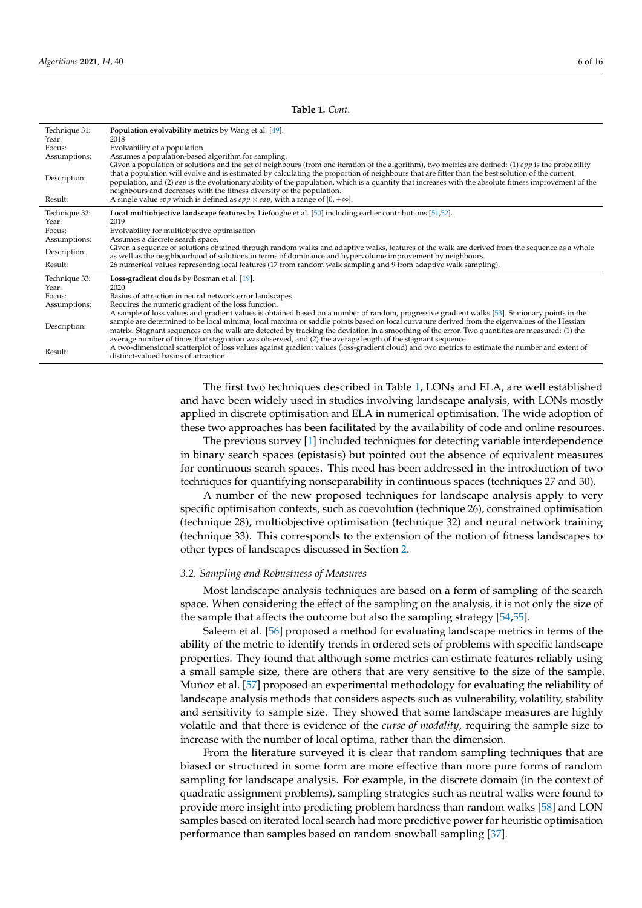**Table 1.** *Cont.*

| | |
|---|---|
| Technique 31: | **Population evolvability metrics** by Wang et al. [49]. |
| Year: | 2018 |
| Focus: | Evolvability of a population |
| Assumptions: | Assumes a population-based algorithm for sampling. |
| Description: | Given a population of solutions and the set of neighbours (from one iteration of the algorithm), two metrics are defined: (1) $epp$ is the probability that a population will evolve and is estimated by calculating the proportion of neighbours that are fitter than the best solution of the current population, and (2) $eap$ is the evolutionary ability of the population, which is a quantity that increases with the absolute fitness improvement of the neighbours and decreases with the fitness diversity of the population. |
| Result: | A single value $evp$ which is defined as $epp \times eap$, with a range of $[0, +\infty]$. |
| Technique 32: | **Local multiobjective landscape features** by Liefooghe et al. [50] including earlier contributions [51,52]. |
| Year: | 2019 |
| Focus: | Evolvability for multiobjective optimisation |
| Assumptions: | Assumes a discrete search space. |
| Description: | Given a sequence of solutions obtained through random walks and adaptive walks, features of the walk are derived from the sequence as a whole as well as the neighbourhood of solutions in terms of dominance and hypervolume improvement by neighbours. |
| Result: | 26 numerical values representing local features (17 from random walk sampling and 9 from adaptive walk sampling). |
| Technique 33: | **Loss-gradient clouds** by Bosman et al. [19]. |
| Year: | 2020 |
| Focus: | Basins of attraction in neural network error landscapes |
| Assumptions: | Requires the numeric gradient of the loss function. |
| Description: | A sample of loss values and gradient values is obtained based on a number of random, progressive gradient walks [53]. Stationary points in the sample are determined to be local minima, local maxima or saddle points based on local curvature derived from the eigenvalues of the Hessian matrix. Stagnant sequences on the walk are detected by tracking the deviation in a smoothing of the error. Two quantities are measured: (1) the average number of times that stagnation was observed, and (2) the average length of the stagnant sequence. |
| Result: | A two-dimensional scatterplot of loss values against gradient values (loss-gradient cloud) and two metrics to estimate the number and extent of distinct-valued basins of attraction. |

The first two techniques described in Table 1, LONs and ELA, are well established and have been widely used in studies involving landscape analysis, with LONs mostly applied in discrete optimisation and ELA in numerical optimisation. The wide adoption of these two approaches has been facilitated by the availability of code and online resources.

The previous survey [1] included techniques for detecting variable interdependence in binary search spaces (epistasis) but pointed out the absence of equivalent measures for continuous search spaces. This need has been addressed in the introduction of two techniques for quantifying nonseparability in continuous spaces (techniques 27 and 30).

A number of the new proposed techniques for landscape analysis apply to very specific optimisation contexts, such as coevolution (technique 26), constrained optimisation (technique 28), multiobjective optimisation (technique 32) and neural network training (technique 33). This corresponds to the extension of the notion of fitness landscapes to other types of landscapes discussed in Section 2.

### 3.2. Sampling and Robustness of Measures

Most landscape analysis techniques are based on a form of sampling of the search space. When considering the effect of the sampling on the analysis, it is not only the size of the sample that affects the outcome but also the sampling strategy [54,55].

Saleem et al. [56] proposed a method for evaluating landscape metrics in terms of the ability of the metric to identify trends in ordered sets of problems with specific landscape properties. They found that although some metrics can estimate features reliably using a small sample size, there are others that are very sensitive to the size of the sample. Muñoz et al. [57] proposed an experimental methodology for evaluating the reliability of landscape analysis methods that considers aspects such as vulnerability, volatility, stability and sensitivity to sample size. They showed that some landscape measures are highly volatile and that there is evidence of the *curse of modality*, requiring the sample size to increase with the number of local optima, rather than the dimension.

From the literature surveyed it is clear that random sampling techniques that are biased or structured in some form are more effective than more pure forms of random sampling for landscape analysis. For example, in the discrete domain (in the context of quadratic assignment problems), sampling strategies such as neutral walks were found to provide more insight into predicting problem hardness than random walks [58] and LON samples based on iterated local search had more predictive power for heuristic optimisation performance than samples based on random snowball sampling [37].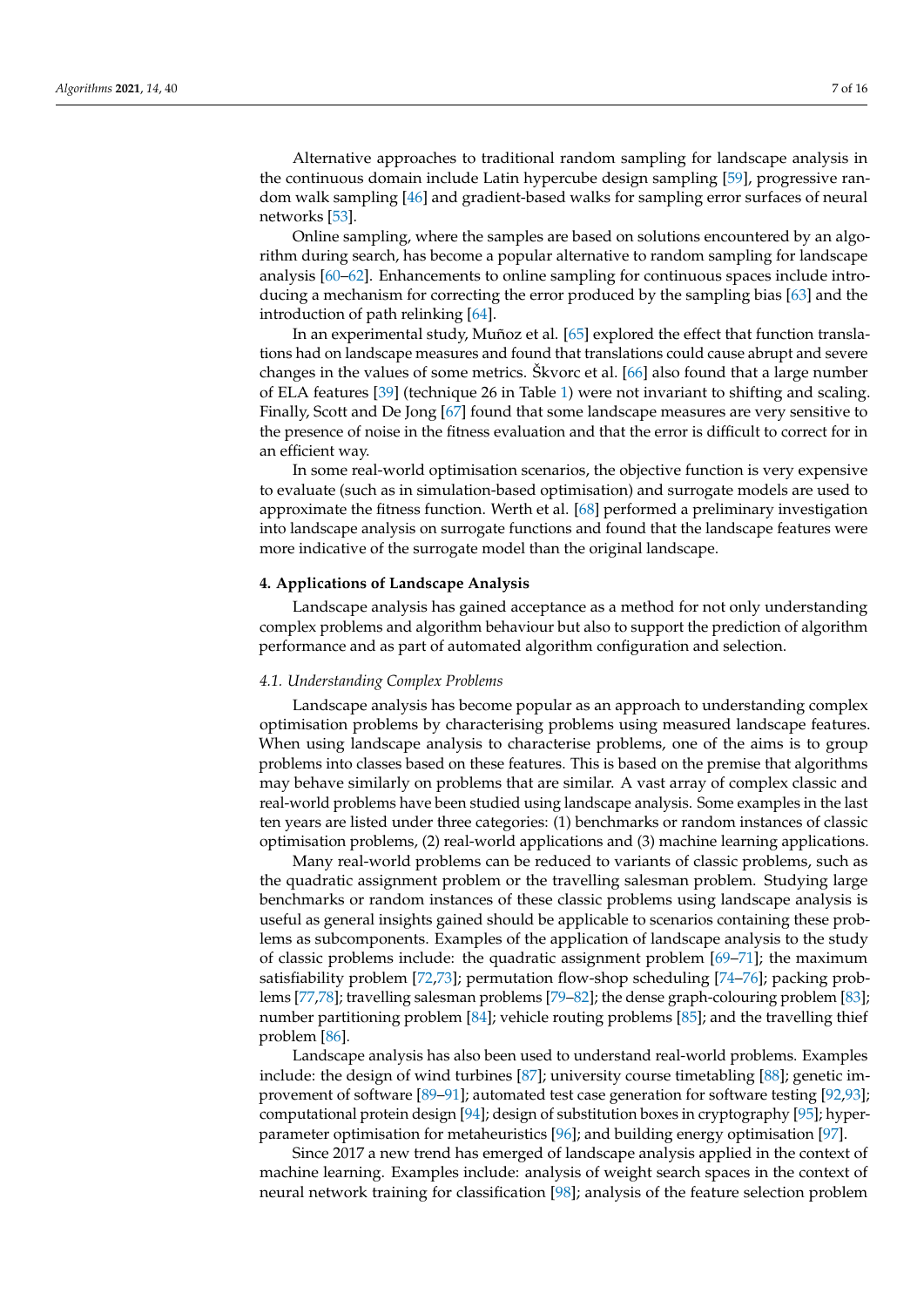Alternative approaches to traditional random sampling for landscape analysis in the continuous domain include Latin hypercube design sampling [59], progressive random walk sampling [46] and gradient-based walks for sampling error surfaces of neural networks [53].

Online sampling, where the samples are based on solutions encountered by an algorithm during search, has become a popular alternative to random sampling for landscape analysis [60–62]. Enhancements to online sampling for continuous spaces include introducing a mechanism for correcting the error produced by the sampling bias [63] and the introduction of path relinking [64].

In an experimental study, Muñoz et al. [65] explored the effect that function translations had on landscape measures and found that translations could cause abrupt and severe changes in the values of some metrics. Škvorc et al. [66] also found that a large number of ELA features [39] (technique 26 in Table 1) were not invariant to shifting and scaling. Finally, Scott and De Jong [67] found that some landscape measures are very sensitive to the presence of noise in the fitness evaluation and that the error is difficult to correct for in an efficient way.

In some real-world optimisation scenarios, the objective function is very expensive to evaluate (such as in simulation-based optimisation) and surrogate models are used to approximate the fitness function. Werth et al. [68] performed a preliminary investigation into landscape analysis on surrogate functions and found that the landscape features were more indicative of the surrogate model than the original landscape.

## 4. Applications of Landscape Analysis

Landscape analysis has gained acceptance as a method for not only understanding complex problems and algorithm behaviour but also to support the prediction of algorithm performance and as part of automated algorithm configuration and selection.

### *4.1. Understanding Complex Problems*

Landscape analysis has become popular as an approach to understanding complex optimisation problems by characterising problems using measured landscape features. When using landscape analysis to characterise problems, one of the aims is to group problems into classes based on these features. This is based on the premise that algorithms may behave similarly on problems that are similar. A vast array of complex classic and real-world problems have been studied using landscape analysis. Some examples in the last ten years are listed under three categories: (1) benchmarks or random instances of classic optimisation problems, (2) real-world applications and (3) machine learning applications.

Many real-world problems can be reduced to variants of classic problems, such as the quadratic assignment problem or the travelling salesman problem. Studying large benchmarks or random instances of these classic problems using landscape analysis is useful as general insights gained should be applicable to scenarios containing these problems as subcomponents. Examples of the application of landscape analysis to the study of classic problems include: the quadratic assignment problem [69–71]; the maximum satisfiability problem [72,73]; permutation flow-shop scheduling [74–76]; packing problems [77,78]; travelling salesman problems [79–82]; the dense graph-colouring problem [83]; number partitioning problem [84]; vehicle routing problems [85]; and the travelling thief problem [86].

Landscape analysis has also been used to understand real-world problems. Examples include: the design of wind turbines [87]; university course timetabling [88]; genetic improvement of software [89–91]; automated test case generation for software testing [92,93]; computational protein design [94]; design of substitution boxes in cryptography [95]; hyperparameter optimisation for metaheuristics [96]; and building energy optimisation [97].

Since 2017 a new trend has emerged of landscape analysis applied in the context of machine learning. Examples include: analysis of weight search spaces in the context of neural network training for classification [98]; analysis of the feature selection problem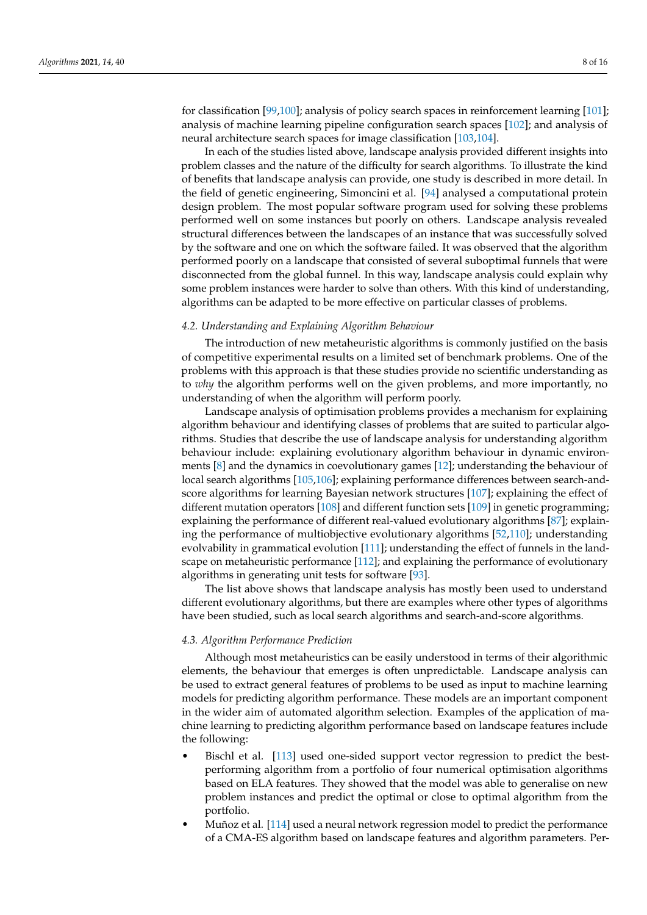for classification [99,100]; analysis of policy search spaces in reinforcement learning [101]; analysis of machine learning pipeline configuration search spaces [102]; and analysis of neural architecture search spaces for image classification [103,104].

In each of the studies listed above, landscape analysis provided different insights into problem classes and the nature of the difficulty for search algorithms. To illustrate the kind of benefits that landscape analysis can provide, one study is described in more detail. In the field of genetic engineering, Simoncini et al. [94] analysed a computational protein design problem. The most popular software program used for solving these problems performed well on some instances but poorly on others. Landscape analysis revealed structural differences between the landscapes of an instance that was successfully solved by the software and one on which the software failed. It was observed that the algorithm performed poorly on a landscape that consisted of several suboptimal funnels that were disconnected from the global funnel. In this way, landscape analysis could explain why some problem instances were harder to solve than others. With this kind of understanding, algorithms can be adapted to be more effective on particular classes of problems.

### *4.2. Understanding and Explaining Algorithm Behaviour*

The introduction of new metaheuristic algorithms is commonly justified on the basis of competitive experimental results on a limited set of benchmark problems. One of the problems with this approach is that these studies provide no scientific understanding as to *why* the algorithm performs well on the given problems, and more importantly, no understanding of when the algorithm will perform poorly.

Landscape analysis of optimisation problems provides a mechanism for explaining algorithm behaviour and identifying classes of problems that are suited to particular algorithms. Studies that describe the use of landscape analysis for understanding algorithm behaviour include: explaining evolutionary algorithm behaviour in dynamic environments [8] and the dynamics in coevolutionary games [12]; understanding the behaviour of local search algorithms [105,106]; explaining performance differences between search-and-score algorithms for learning Bayesian network structures [107]; explaining the effect of different mutation operators [108] and different function sets [109] in genetic programming; explaining the performance of different real-valued evolutionary algorithms [87]; explaining the performance of multiobjective evolutionary algorithms [52,110]; understanding evolvability in grammatical evolution [111]; understanding the effect of funnels in the landscape on metaheuristic performance [112]; and explaining the performance of evolutionary algorithms in generating unit tests for software [93].

The list above shows that landscape analysis has mostly been used to understand different evolutionary algorithms, but there are examples where other types of algorithms have been studied, such as local search algorithms and search-and-score algorithms.

### *4.3. Algorithm Performance Prediction*

Although most metaheuristics can be easily understood in terms of their algorithmic elements, the behaviour that emerges is often unpredictable. Landscape analysis can be used to extract general features of problems to be used as input to machine learning models for predicting algorithm performance. These models are an important component in the wider aim of automated algorithm selection. Examples of the application of machine learning to predicting algorithm performance based on landscape features include the following:

- Bischl et al. [113] used one-sided support vector regression to predict the best-performing algorithm from a portfolio of four numerical optimisation algorithms based on ELA features. They showed that the model was able to generalise on new problem instances and predict the optimal or close to optimal algorithm from the portfolio.
- Muñoz et al. [114] used a neural network regression model to predict the performance of a CMA-ES algorithm based on landscape features and algorithm parameters. Per-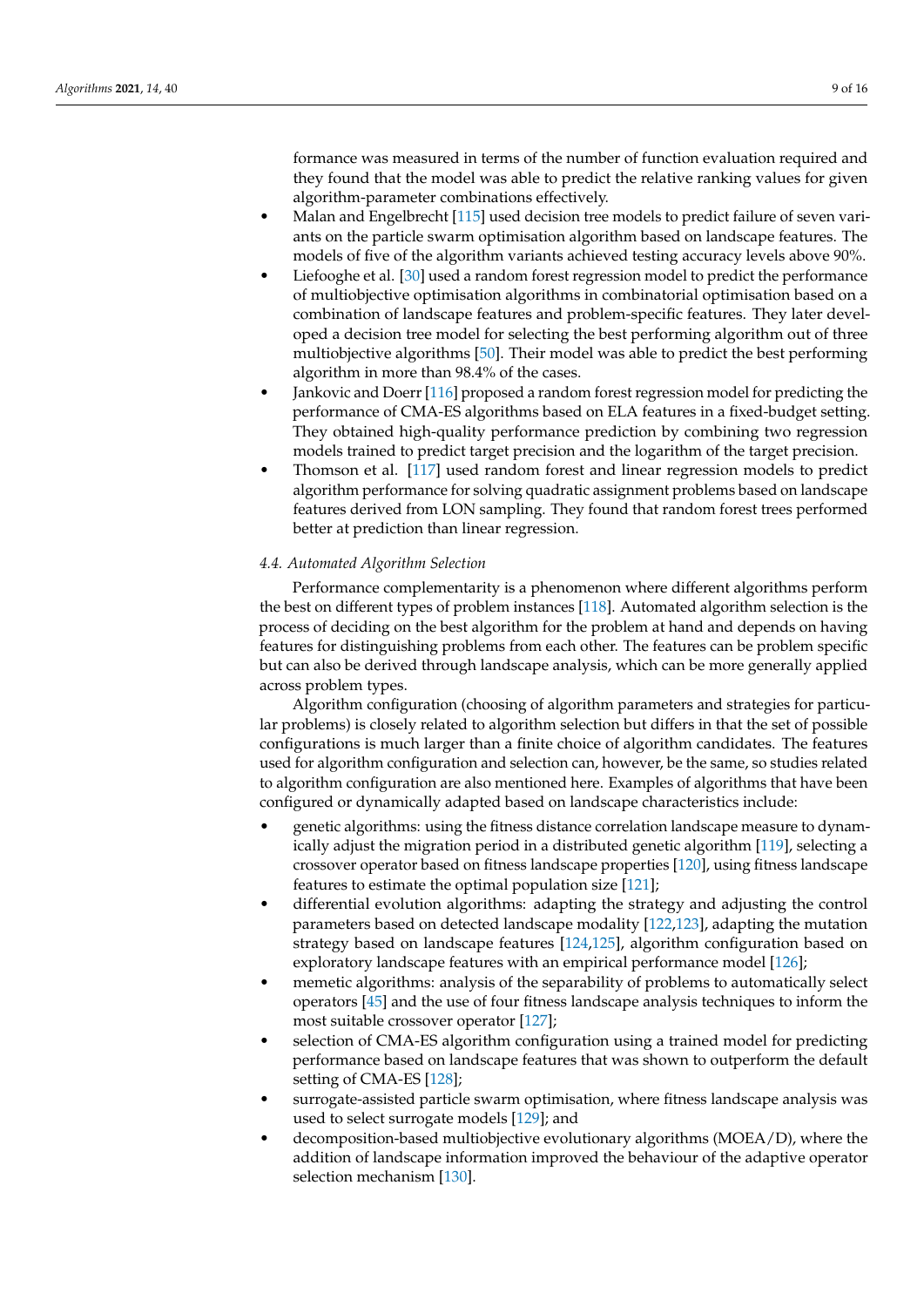formance was measured in terms of the number of function evaluation required and they found that the model was able to predict the relative ranking values for given algorithm-parameter combinations effectively.

- Malan and Engelbrecht [115] used decision tree models to predict failure of seven variants on the particle swarm optimisation algorithm based on landscape features. The models of five of the algorithm variants achieved testing accuracy levels above 90%.
- Liefooghe et al. [30] used a random forest regression model to predict the performance of multiobjective optimisation algorithms in combinatorial optimisation based on a combination of landscape features and problem-specific features. They later developed a decision tree model for selecting the best performing algorithm out of three multiobjective algorithms [50]. Their model was able to predict the best performing algorithm in more than 98.4% of the cases.
- Jankovic and Doerr [116] proposed a random forest regression model for predicting the performance of CMA-ES algorithms based on ELA features in a fixed-budget setting. They obtained high-quality performance prediction by combining two regression models trained to predict target precision and the logarithm of the target precision.
- Thomson et al. [117] used random forest and linear regression models to predict algorithm performance for solving quadratic assignment problems based on landscape features derived from LON sampling. They found that random forest trees performed better at prediction than linear regression.

### 4.4. Automated Algorithm Selection

Performance complementarity is a phenomenon where different algorithms perform the best on different types of problem instances [118]. Automated algorithm selection is the process of deciding on the best algorithm for the problem at hand and depends on having features for distinguishing problems from each other. The features can be problem specific but can also be derived through landscape analysis, which can be more generally applied across problem types.

Algorithm configuration (choosing of algorithm parameters and strategies for particular problems) is closely related to algorithm selection but differs in that the set of possible configurations is much larger than a finite choice of algorithm candidates. The features used for algorithm configuration and selection can, however, be the same, so studies related to algorithm configuration are also mentioned here. Examples of algorithms that have been configured or dynamically adapted based on landscape characteristics include:

- genetic algorithms: using the fitness distance correlation landscape measure to dynamically adjust the migration period in a distributed genetic algorithm [119], selecting a crossover operator based on fitness landscape properties [120], using fitness landscape features to estimate the optimal population size [121];
- differential evolution algorithms: adapting the strategy and adjusting the control parameters based on detected landscape modality [122,123], adapting the mutation strategy based on landscape features [124,125], algorithm configuration based on exploratory landscape features with an empirical performance model [126];
- memetic algorithms: analysis of the separability of problems to automatically select operators [45] and the use of four fitness landscape analysis techniques to inform the most suitable crossover operator [127];
- selection of CMA-ES algorithm configuration using a trained model for predicting performance based on landscape features that was shown to outperform the default setting of CMA-ES [128];
- surrogate-assisted particle swarm optimisation, where fitness landscape analysis was used to select surrogate models [129]; and
- decomposition-based multiobjective evolutionary algorithms (MOEA/D), where the addition of landscape information improved the behaviour of the adaptive operator selection mechanism [130].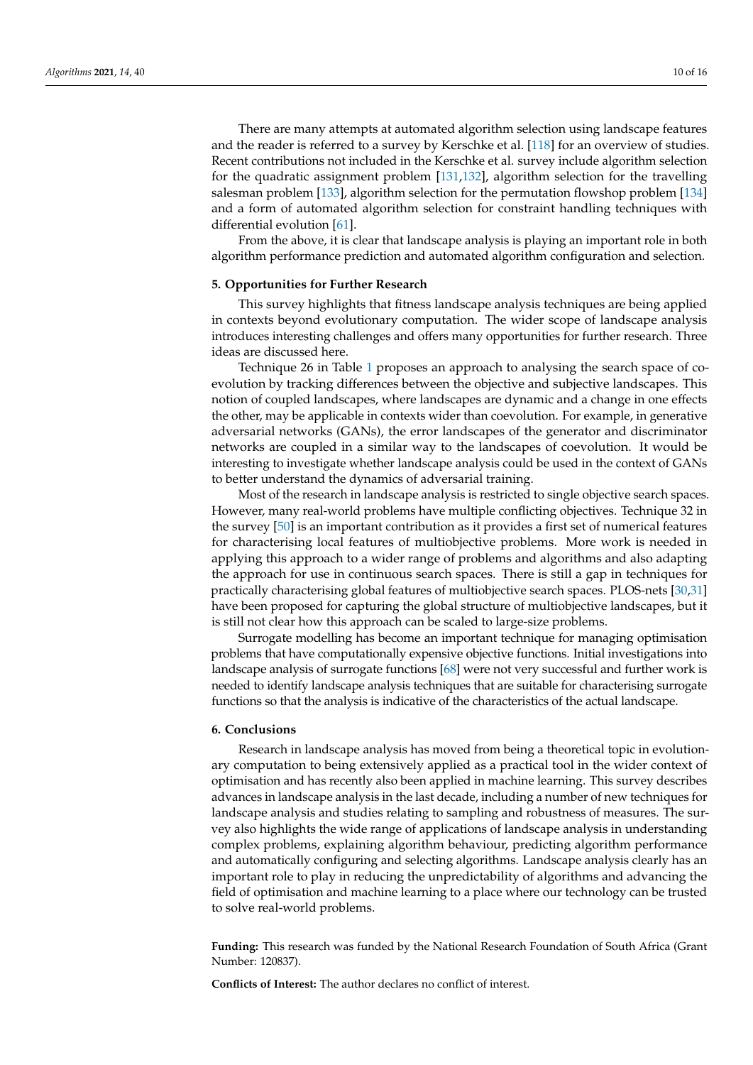There are many attempts at automated algorithm selection using landscape features and the reader is referred to a survey by Kerschke et al. [118] for an overview of studies. Recent contributions not included in the Kerschke et al. survey include algorithm selection for the quadratic assignment problem [131,132], algorithm selection for the travelling salesman problem [133], algorithm selection for the permutation flowshop problem [134] and a form of automated algorithm selection for constraint handling techniques with differential evolution [61].

From the above, it is clear that landscape analysis is playing an important role in both algorithm performance prediction and automated algorithm configuration and selection.

## 5. Opportunities for Further Research

This survey highlights that fitness landscape analysis techniques are being applied in contexts beyond evolutionary computation. The wider scope of landscape analysis introduces interesting challenges and offers many opportunities for further research. Three ideas are discussed here.

Technique 26 in Table 1 proposes an approach to analysing the search space of coevolution by tracking differences between the objective and subjective landscapes. This notion of coupled landscapes, where landscapes are dynamic and a change in one effects the other, may be applicable in contexts wider than coevolution. For example, in generative adversarial networks (GANs), the error landscapes of the generator and discriminator networks are coupled in a similar way to the landscapes of coevolution. It would be interesting to investigate whether landscape analysis could be used in the context of GANs to better understand the dynamics of adversarial training.

Most of the research in landscape analysis is restricted to single objective search spaces. However, many real-world problems have multiple conflicting objectives. Technique 32 in the survey [50] is an important contribution as it provides a first set of numerical features for characterising local features of multiobjective problems. More work is needed in applying this approach to a wider range of problems and algorithms and also adapting the approach for use in continuous search spaces. There is still a gap in techniques for practically characterising global features of multiobjective search spaces. PLOS-nets [30,31] have been proposed for capturing the global structure of multiobjective landscapes, but it is still not clear how this approach can be scaled to large-size problems.

Surrogate modelling has become an important technique for managing optimisation problems that have computationally expensive objective functions. Initial investigations into landscape analysis of surrogate functions [68] were not very successful and further work is needed to identify landscape analysis techniques that are suitable for characterising surrogate functions so that the analysis is indicative of the characteristics of the actual landscape.

## 6. Conclusions

Research in landscape analysis has moved from being a theoretical topic in evolutionary computation to being extensively applied as a practical tool in the wider context of optimisation and has recently also been applied in machine learning. This survey describes advances in landscape analysis in the last decade, including a number of new techniques for landscape analysis and studies relating to sampling and robustness of measures. The survey also highlights the wide range of applications of landscape analysis in understanding complex problems, explaining algorithm behaviour, predicting algorithm performance and automatically configuring and selecting algorithms. Landscape analysis clearly has an important role to play in reducing the unpredictability of algorithms and advancing the field of optimisation and machine learning to a place where our technology can be trusted to solve real-world problems.

**Funding:** This research was funded by the National Research Foundation of South Africa (Grant Number: 120837).

**Conflicts of Interest:** The author declares no conflict of interest.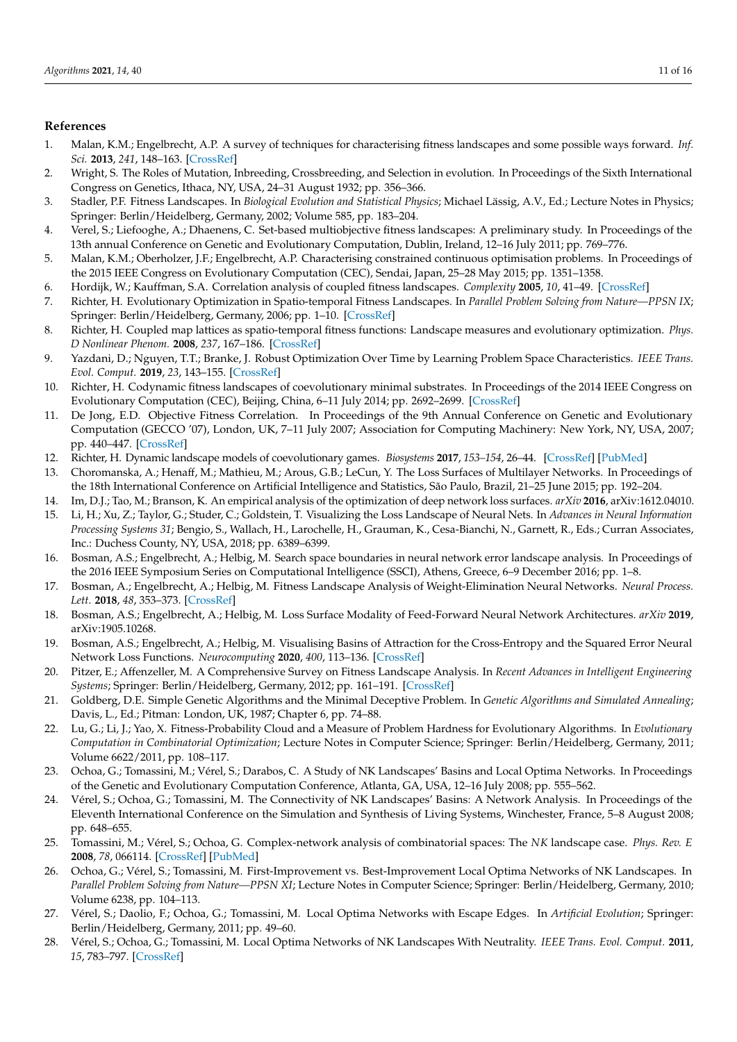## References

1. Malan, K.M.; Engelbrecht, A.P. A survey of techniques for characterising fitness landscapes and some possible ways forward. *Inf. Sci.* **2013**, *241*, 148–163. [CrossRef]
2. Wright, S. The Roles of Mutation, Inbreeding, Crossbreeding, and Selection in evolution. In Proceedings of the Sixth International Congress on Genetics, Ithaca, NY, USA, 24–31 August 1932; pp. 356–366.
3. Stadler, P.F. Fitness Landscapes. In *Biological Evolution and Statistical Physics*; Michael Lässig, A.V., Ed.; Lecture Notes in Physics; Springer: Berlin/Heidelberg, Germany, 2002; Volume 585, pp. 183–204.
4. Verel, S.; Liefooghe, A.; Dhaenens, C. Set-based multiobjective fitness landscapes: A preliminary study. In Proceedings of the 13th annual Conference on Genetic and Evolutionary Computation, Dublin, Ireland, 12–16 July 2011; pp. 769–776.
5. Malan, K.M.; Oberholzer, J.F.; Engelbrecht, A.P. Characterising constrained continuous optimisation problems. In Proceedings of the 2015 IEEE Congress on Evolutionary Computation (CEC), Sendai, Japan, 25–28 May 2015; pp. 1351–1358.
6. Hordijk, W.; Kauffman, S.A. Correlation analysis of coupled fitness landscapes. *Complexity* **2005**, *10*, 41–49. [CrossRef]
7. Richter, H. Evolutionary Optimization in Spatio-temporal Fitness Landscapes. In *Parallel Problem Solving from Nature—PPSN IX*; Springer: Berlin/Heidelberg, Germany, 2006; pp. 1–10. [CrossRef]
8. Richter, H. Coupled map lattices as spatio-temporal fitness functions: Landscape measures and evolutionary optimization. *Phys. D Nonlinear Phenom.* **2008**, *237*, 167–186. [CrossRef]
9. Yazdani, D.; Nguyen, T.T.; Branke, J. Robust Optimization Over Time by Learning Problem Space Characteristics. *IEEE Trans. Evol. Comput.* **2019**, *23*, 143–155. [CrossRef]
10. Richter, H. Codynamic fitness landscapes of coevolutionary minimal substrates. In Proceedings of the 2014 IEEE Congress on Evolutionary Computation (CEC), Beijing, China, 6–11 July 2014; pp. 2692–2699. [CrossRef]
11. De Jong, E.D. Objective Fitness Correlation. In Proceedings of the 9th Annual Conference on Genetic and Evolutionary Computation (GECCO '07), London, UK, 7–11 July 2007; Association for Computing Machinery: New York, NY, USA, 2007; pp. 440–447. [CrossRef]
12. Richter, H. Dynamic landscape models of coevolutionary games. *Biosystems* **2017**, *153–154*, 26–44. [CrossRef] [PubMed]
13. Choromanska, A.; Henaff, M.; Mathieu, M.; Arous, G.B.; LeCun, Y. The Loss Surfaces of Multilayer Networks. In Proceedings of the 18th International Conference on Artificial Intelligence and Statistics, São Paulo, Brazil, 21–25 June 2015; pp. 192–204.
14. Im, D.J.; Tao, M.; Branson, K. An empirical analysis of the optimization of deep network loss surfaces. *arXiv* **2016**, arXiv:1612.04010.
15. Li, H.; Xu, Z.; Taylor, G.; Studer, C.; Goldstein, T. Visualizing the Loss Landscape of Neural Nets. In *Advances in Neural Information Processing Systems 31*; Bengio, S., Wallach, H., Larochelle, H., Grauman, K., Cesa-Bianchi, N., Garnett, R., Eds.; Curran Associates, Inc.: Duchess County, NY, USA, 2018; pp. 6389–6399.
16. Bosman, A.S.; Engelbrecht, A.; Helbig, M. Search space boundaries in neural network error landscape analysis. In Proceedings of the 2016 IEEE Symposium Series on Computational Intelligence (SSCI), Athens, Greece, 6–9 December 2016; pp. 1–8.
17. Bosman, A.; Engelbrecht, A.; Helbig, M. Fitness Landscape Analysis of Weight-Elimination Neural Networks. *Neural Process. Lett.* **2018**, *48*, 353–373. [CrossRef]
18. Bosman, A.S.; Engelbrecht, A.; Helbig, M. Loss Surface Modality of Feed-Forward Neural Network Architectures. *arXiv* **2019**, arXiv:1905.10268.
19. Bosman, A.S.; Engelbrecht, A.; Helbig, M. Visualising Basins of Attraction for the Cross-Entropy and the Squared Error Neural Network Loss Functions. *Neurocomputing* **2020**, *400*, 113–136. [CrossRef]
20. Pitzer, E.; Affenzeller, M. A Comprehensive Survey on Fitness Landscape Analysis. In *Recent Advances in Intelligent Engineering Systems*; Springer: Berlin/Heidelberg, Germany, 2012; pp. 161–191. [CrossRef]
21. Goldberg, D.E. Simple Genetic Algorithms and the Minimal Deceptive Problem. In *Genetic Algorithms and Simulated Annealing*; Davis, L., Ed.; Pitman: London, UK, 1987; Chapter 6, pp. 74–88.
22. Lu, G.; Li, J.; Yao, X. Fitness-Probability Cloud and a Measure of Problem Hardness for Evolutionary Algorithms. In *Evolutionary Computation in Combinatorial Optimization*; Lecture Notes in Computer Science; Springer: Berlin/Heidelberg, Germany, 2011; Volume 6622/2011, pp. 108–117.
23. Ochoa, G.; Tomassini, M.; Vérel, S.; Darabos, C. A Study of NK Landscapes' Basins and Local Optima Networks. In Proceedings of the Genetic and Evolutionary Computation Conference, Atlanta, GA, USA, 12–16 July 2008; pp. 555–562.
24. Vérel, S.; Ochoa, G.; Tomassini, M. The Connectivity of NK Landscapes' Basins: A Network Analysis. In Proceedings of the Eleventh International Conference on the Simulation and Synthesis of Living Systems, Winchester, France, 5–8 August 2008; pp. 648–655.
25. Tomassini, M.; Vérel, S.; Ochoa, G. Complex-network analysis of combinatorial spaces: The *NK* landscape case. *Phys. Rev. E* **2008**, *78*, 066114. [CrossRef] [PubMed]
26. Ochoa, G.; Vérel, S.; Tomassini, M. First-Improvement vs. Best-Improvement Local Optima Networks of NK Landscapes. In *Parallel Problem Solving from Nature—PPSN XI*; Lecture Notes in Computer Science; Springer: Berlin/Heidelberg, Germany, 2010; Volume 6238, pp. 104–113.
27. Vérel, S.; Daolio, F.; Ochoa, G.; Tomassini, M. Local Optima Networks with Escape Edges. In *Artificial Evolution*; Springer: Berlin/Heidelberg, Germany, 2011; pp. 49–60.
28. Vérel, S.; Ochoa, G.; Tomassini, M. Local Optima Networks of NK Landscapes With Neutrality. *IEEE Trans. Evol. Comput.* **2011**, *15*, 783–797. [CrossRef]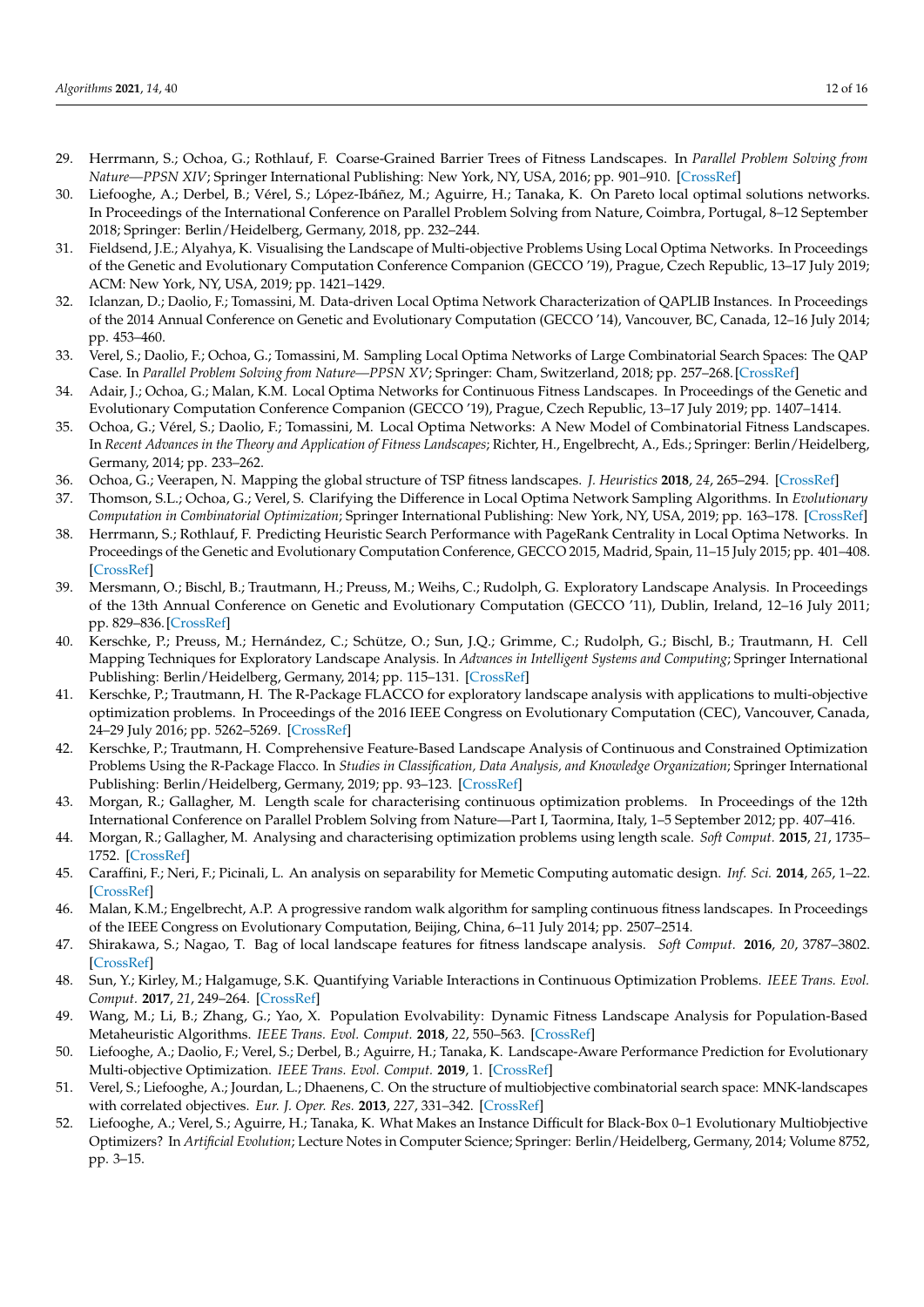29. Herrmann, S.; Ochoa, G.; Rothlauf, F. Coarse-Grained Barrier Trees of Fitness Landscapes. In *Parallel Problem Solving from Nature—PPSN XIV*; Springer International Publishing: New York, NY, USA, 2016; pp. 901–910. [CrossRef]
30. Liefooghe, A.; Derbel, B.; Vérel, S.; López-Ibáñez, M.; Aguirre, H.; Tanaka, K. On Pareto local optimal solutions networks. In Proceedings of the International Conference on Parallel Problem Solving from Nature, Coimbra, Portugal, 8–12 September 2018; Springer: Berlin/Heidelberg, Germany, 2018, pp. 232–244.
31. Fieldsend, J.E.; Alyahya, K. Visualising the Landscape of Multi-objective Problems Using Local Optima Networks. In Proceedings of the Genetic and Evolutionary Computation Conference Companion (GECCO '19), Prague, Czech Republic, 13–17 July 2019; ACM: New York, NY, USA, 2019; pp. 1421–1429.
32. Iclanzan, D.; Daolio, F.; Tomassini, M. Data-driven Local Optima Network Characterization of QAPLIB Instances. In Proceedings of the 2014 Annual Conference on Genetic and Evolutionary Computation (GECCO '14), Vancouver, BC, Canada, 12–16 July 2014; pp. 453–460.
33. Verel, S.; Daolio, F.; Ochoa, G.; Tomassini, M. Sampling Local Optima Networks of Large Combinatorial Search Spaces: The QAP Case. In *Parallel Problem Solving from Nature—PPSN XV*; Springer: Cham, Switzerland, 2018; pp. 257–268. [CrossRef]
34. Adair, J.; Ochoa, G.; Malan, K.M. Local Optima Networks for Continuous Fitness Landscapes. In Proceedings of the Genetic and Evolutionary Computation Conference Companion (GECCO '19), Prague, Czech Republic, 13–17 July 2019; pp. 1407–1414.
35. Ochoa, G.; Vérel, S.; Daolio, F.; Tomassini, M. Local Optima Networks: A New Model of Combinatorial Fitness Landscapes. In *Recent Advances in the Theory and Application of Fitness Landscapes*; Richter, H., Engelbrecht, A., Eds.; Springer: Berlin/Heidelberg, Germany, 2014; pp. 233–262.
36. Ochoa, G.; Veerapen, N. Mapping the global structure of TSP fitness landscapes. *J. Heuristics* **2018**, *24*, 265–294. [CrossRef]
37. Thomson, S.L.; Ochoa, G.; Verel, S. Clarifying the Difference in Local Optima Network Sampling Algorithms. In *Evolutionary Computation in Combinatorial Optimization*; Springer International Publishing: New York, NY, USA, 2019; pp. 163–178. [CrossRef]
38. Herrmann, S.; Rothlauf, F. Predicting Heuristic Search Performance with PageRank Centrality in Local Optima Networks. In Proceedings of the Genetic and Evolutionary Computation Conference, GECCO 2015, Madrid, Spain, 11–15 July 2015; pp. 401–408. [CrossRef]
39. Mersmann, O.; Bischl, B.; Trautmann, H.; Preuss, M.; Weihs, C.; Rudolph, G. Exploratory Landscape Analysis. In Proceedings of the 13th Annual Conference on Genetic and Evolutionary Computation (GECCO '11), Dublin, Ireland, 12–16 July 2011; pp. 829–836. [CrossRef]
40. Kerschke, P.; Preuss, M.; Hernández, C.; Schütze, O.; Sun, J.Q.; Grimme, C.; Rudolph, G.; Bischl, B.; Trautmann, H. Cell Mapping Techniques for Exploratory Landscape Analysis. In *Advances in Intelligent Systems and Computing*; Springer International Publishing: Berlin/Heidelberg, Germany, 2014; pp. 115–131. [CrossRef]
41. Kerschke, P.; Trautmann, H. The R-Package FLACCO for exploratory landscape analysis with applications to multi-objective optimization problems. In Proceedings of the 2016 IEEE Congress on Evolutionary Computation (CEC), Vancouver, Canada, 24–29 July 2016; pp. 5262–5269. [CrossRef]
42. Kerschke, P.; Trautmann, H. Comprehensive Feature-Based Landscape Analysis of Continuous and Constrained Optimization Problems Using the R-Package Flacco. In *Studies in Classification, Data Analysis, and Knowledge Organization*; Springer International Publishing: Berlin/Heidelberg, Germany, 2019; pp. 93–123. [CrossRef]
43. Morgan, R.; Gallagher, M. Length scale for characterising continuous optimization problems. In Proceedings of the 12th International Conference on Parallel Problem Solving from Nature—Part I, Taormina, Italy, 1–5 September 2012; pp. 407–416.
44. Morgan, R.; Gallagher, M. Analysing and characterising optimization problems using length scale. *Soft Comput.* **2015**, *21*, 1735–1752. [CrossRef]
45. Caraffini, F.; Neri, F.; Picinali, L. An analysis on separability for Memetic Computing automatic design. *Inf. Sci.* **2014**, *265*, 1–22. [CrossRef]
46. Malan, K.M.; Engelbrecht, A.P. A progressive random walk algorithm for sampling continuous fitness landscapes. In Proceedings of the IEEE Congress on Evolutionary Computation, Beijing, China, 6–11 July 2014; pp. 2507–2514.
47. Shirakawa, S.; Nagao, T. Bag of local landscape features for fitness landscape analysis. *Soft Comput.* **2016**, *20*, 3787–3802. [CrossRef]
48. Sun, Y.; Kirley, M.; Halgamuge, S.K. Quantifying Variable Interactions in Continuous Optimization Problems. *IEEE Trans. Evol. Comput.* **2017**, *21*, 249–264. [CrossRef]
49. Wang, M.; Li, B.; Zhang, G.; Yao, X. Population Evolvability: Dynamic Fitness Landscape Analysis for Population-Based Metaheuristic Algorithms. *IEEE Trans. Evol. Comput.* **2018**, *22*, 550–563. [CrossRef]
50. Liefooghe, A.; Daolio, F.; Verel, S.; Derbel, B.; Aguirre, H.; Tanaka, K. Landscape-Aware Performance Prediction for Evolutionary Multi-objective Optimization. *IEEE Trans. Evol. Comput.* **2019**, 1. [CrossRef]
51. Verel, S.; Liefooghe, A.; Jourdan, L.; Dhaenens, C. On the structure of multiobjective combinatorial search space: MNK-landscapes with correlated objectives. *Eur. J. Oper. Res.* **2013**, *227*, 331–342. [CrossRef]
52. Liefooghe, A.; Verel, S.; Aguirre, H.; Tanaka, K. What Makes an Instance Difficult for Black-Box 0–1 Evolutionary Multiobjective Optimizers? In *Artificial Evolution*; Lecture Notes in Computer Science; Springer: Berlin/Heidelberg, Germany, 2014; Volume 8752, pp. 3–15.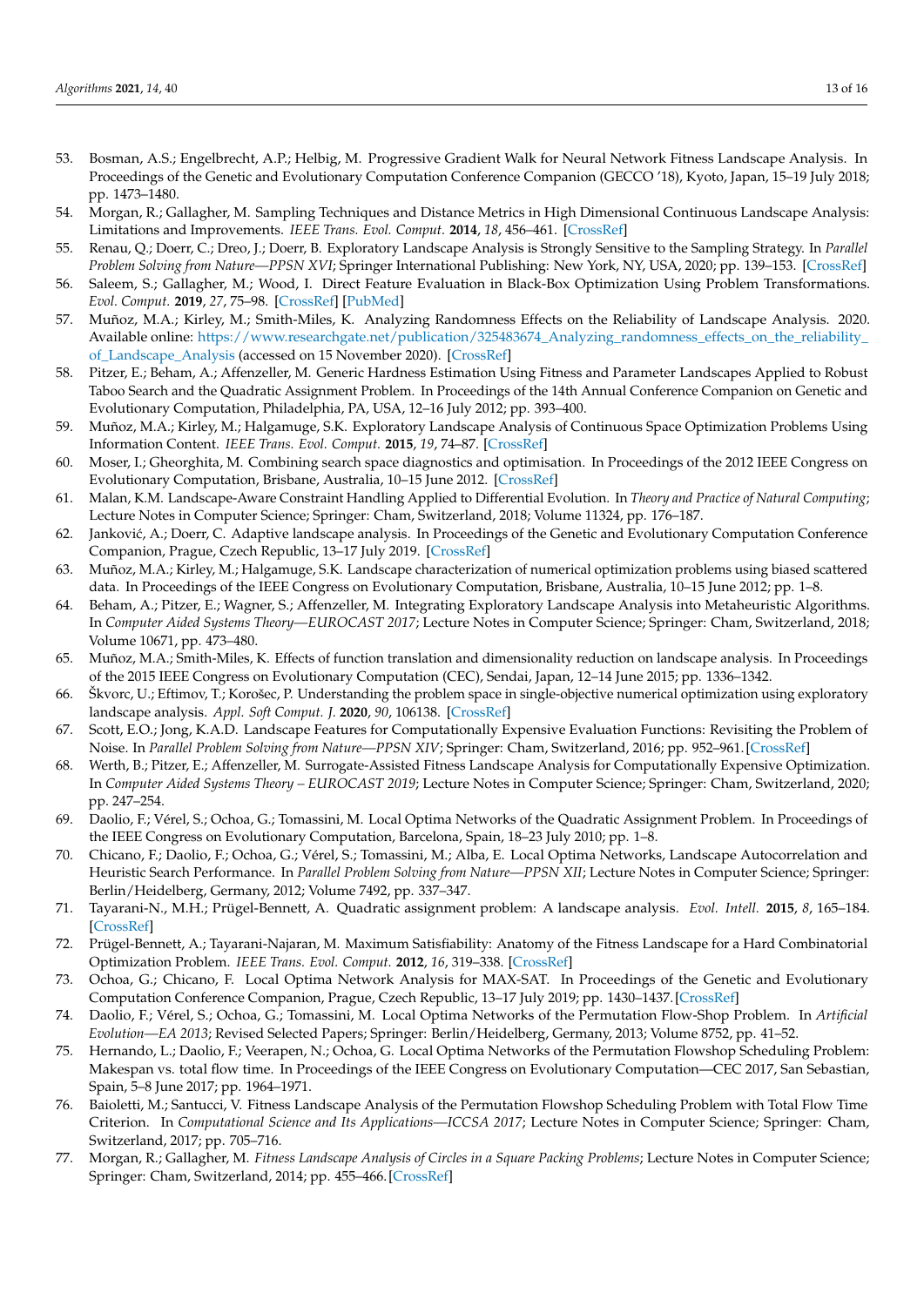53. Bosman, A.S.; Engelbrecht, A.P.; Helbig, M. Progressive Gradient Walk for Neural Network Fitness Landscape Analysis. In Proceedings of the Genetic and Evolutionary Computation Conference Companion (GECCO '18), Kyoto, Japan, 15–19 July 2018; pp. 1473–1480.
54. Morgan, R.; Gallagher, M. Sampling Techniques and Distance Metrics in High Dimensional Continuous Landscape Analysis: Limitations and Improvements. *IEEE Trans. Evol. Comput.* **2014**, *18*, 456–461. [CrossRef]
55. Renau, Q.; Doerr, C.; Dreo, J.; Doerr, B. Exploratory Landscape Analysis is Strongly Sensitive to the Sampling Strategy. In *Parallel Problem Solving from Nature—PPSN XVI*; Springer International Publishing: New York, NY, USA, 2020; pp. 139–153. [CrossRef]
56. Saleem, S.; Gallagher, M.; Wood, I. Direct Feature Evaluation in Black-Box Optimization Using Problem Transformations. *Evol. Comput.* **2019**, *27*, 75–98. [CrossRef] [PubMed]
57. Muñoz, M.A.; Kirley, M.; Smith-Miles, K. Analyzing Randomness Effects on the Reliability of Landscape Analysis. 2020. Available online: https://www.researchgate.net/publication/325483674_Analyzing_randomness_effects_on_the_reliability_of_Landscape_Analysis (accessed on 15 November 2020). [CrossRef]
58. Pitzer, E.; Beham, A.; Affenzeller, M. Generic Hardness Estimation Using Fitness and Parameter Landscapes Applied to Robust Taboo Search and the Quadratic Assignment Problem. In Proceedings of the 14th Annual Conference Companion on Genetic and Evolutionary Computation, Philadelphia, PA, USA, 12–16 July 2012; pp. 393–400.
59. Muñoz, M.A.; Kirley, M.; Halgamuge, S.K. Exploratory Landscape Analysis of Continuous Space Optimization Problems Using Information Content. *IEEE Trans. Evol. Comput.* **2015**, *19*, 74–87. [CrossRef]
60. Moser, I.; Gheorghita, M. Combining search space diagnostics and optimisation. In Proceedings of the 2012 IEEE Congress on Evolutionary Computation, Brisbane, Australia, 10–15 June 2012. [CrossRef]
61. Malan, K.M. Landscape-Aware Constraint Handling Applied to Differential Evolution. In *Theory and Practice of Natural Computing*; Lecture Notes in Computer Science; Springer: Cham, Switzerland, 2018; Volume 11324, pp. 176–187.
62. Janković, A.; Doerr, C. Adaptive landscape analysis. In Proceedings of the Genetic and Evolutionary Computation Conference Companion, Prague, Czech Republic, 13–17 July 2019. [CrossRef]
63. Muñoz, M.A.; Kirley, M.; Halgamuge, S.K. Landscape characterization of numerical optimization problems using biased scattered data. In Proceedings of the IEEE Congress on Evolutionary Computation, Brisbane, Australia, 10–15 June 2012; pp. 1–8.
64. Beham, A.; Pitzer, E.; Wagner, S.; Affenzeller, M. Integrating Exploratory Landscape Analysis into Metaheuristic Algorithms. In *Computer Aided Systems Theory—EUROCAST 2017*; Lecture Notes in Computer Science; Springer: Cham, Switzerland, 2018; Volume 10671, pp. 473–480.
65. Muñoz, M.A.; Smith-Miles, K. Effects of function translation and dimensionality reduction on landscape analysis. In Proceedings of the 2015 IEEE Congress on Evolutionary Computation (CEC), Sendai, Japan, 12–14 June 2015; pp. 1336–1342.
66. Škvorc, U.; Eftimov, T.; Korošec, P. Understanding the problem space in single-objective numerical optimization using exploratory landscape analysis. *Appl. Soft Comput. J.* **2020**, *90*, 106138. [CrossRef]
67. Scott, E.O.; Jong, K.A.D. Landscape Features for Computationally Expensive Evaluation Functions: Revisiting the Problem of Noise. In *Parallel Problem Solving from Nature—PPSN XIV*; Springer: Cham, Switzerland, 2016; pp. 952–961. [CrossRef]
68. Werth, B.; Pitzer, E.; Affenzeller, M. Surrogate-Assisted Fitness Landscape Analysis for Computationally Expensive Optimization. In *Computer Aided Systems Theory – EUROCAST 2019*; Lecture Notes in Computer Science; Springer: Cham, Switzerland, 2020; pp. 247–254.
69. Daolio, F.; Vérel, S.; Ochoa, G.; Tomassini, M. Local Optima Networks of the Quadratic Assignment Problem. In Proceedings of the IEEE Congress on Evolutionary Computation, Barcelona, Spain, 18–23 July 2010; pp. 1–8.
70. Chicano, F.; Daolio, F.; Ochoa, G.; Vérel, S.; Tomassini, M.; Alba, E. Local Optima Networks, Landscape Autocorrelation and Heuristic Search Performance. In *Parallel Problem Solving from Nature—PPSN XII*; Lecture Notes in Computer Science; Springer: Berlin/Heidelberg, Germany, 2012; Volume 7492, pp. 337–347.
71. Tayarani-N., M.H.; Prügel-Bennett, A. Quadratic assignment problem: A landscape analysis. *Evol. Intell.* **2015**, *8*, 165–184. [CrossRef]
72. Prügel-Bennett, A.; Tayarani-Najaran, M. Maximum Satisfiability: Anatomy of the Fitness Landscape for a Hard Combinatorial Optimization Problem. *IEEE Trans. Evol. Comput.* **2012**, *16*, 319–338. [CrossRef]
73. Ochoa, G.; Chicano, F. Local Optima Network Analysis for MAX-SAT. In Proceedings of the Genetic and Evolutionary Computation Conference Companion, Prague, Czech Republic, 13–17 July 2019; pp. 1430–1437. [CrossRef]
74. Daolio, F.; Vérel, S.; Ochoa, G.; Tomassini, M. Local Optima Networks of the Permutation Flow-Shop Problem. In *Artificial Evolution—EA 2013*; Revised Selected Papers; Springer: Berlin/Heidelberg, Germany, 2013; Volume 8752, pp. 41–52.
75. Hernando, L.; Daolio, F.; Veerapen, N.; Ochoa, G. Local Optima Networks of the Permutation Flowshop Scheduling Problem: Makespan vs. total flow time. In Proceedings of the IEEE Congress on Evolutionary Computation—CEC 2017, San Sebastian, Spain, 5–8 June 2017; pp. 1964–1971.
76. Baioletti, M.; Santucci, V. Fitness Landscape Analysis of the Permutation Flowshop Scheduling Problem with Total Flow Time Criterion. In *Computational Science and Its Applications—ICCSA 2017*; Lecture Notes in Computer Science; Springer: Cham, Switzerland, 2017; pp. 705–716.
77. Morgan, R.; Gallagher, M. *Fitness Landscape Analysis of Circles in a Square Packing Problems*; Lecture Notes in Computer Science; Springer: Cham, Switzerland, 2014; pp. 455–466. [CrossRef]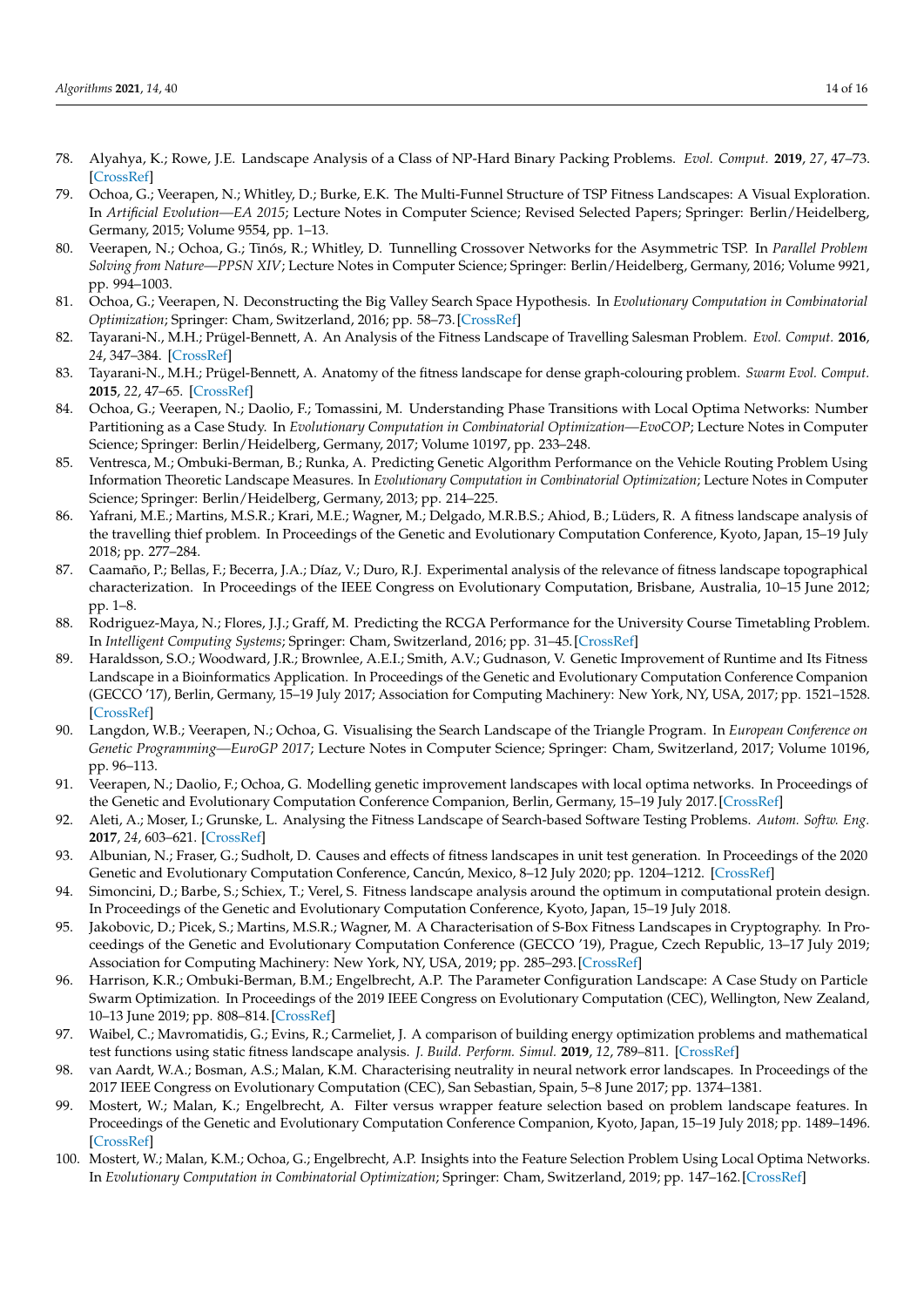78. Alyahya, K.; Rowe, J.E. Landscape Analysis of a Class of NP-Hard Binary Packing Problems. *Evol. Comput.* **2019**, *27*, 47–73. [CrossRef]
79. Ochoa, G.; Veerapen, N.; Whitley, D.; Burke, E.K. The Multi-Funnel Structure of TSP Fitness Landscapes: A Visual Exploration. In *Artificial Evolution—EA 2015*; Lecture Notes in Computer Science; Revised Selected Papers; Springer: Berlin/Heidelberg, Germany, 2015; Volume 9554, pp. 1–13.
80. Veerapen, N.; Ochoa, G.; Tinós, R.; Whitley, D. Tunnelling Crossover Networks for the Asymmetric TSP. In *Parallel Problem Solving from Nature—PPSN XIV*; Lecture Notes in Computer Science; Springer: Berlin/Heidelberg, Germany, 2016; Volume 9921, pp. 994–1003.
81. Ochoa, G.; Veerapen, N. Deconstructing the Big Valley Search Space Hypothesis. In *Evolutionary Computation in Combinatorial Optimization*; Springer: Cham, Switzerland, 2016; pp. 58–73. [CrossRef]
82. Tayarani-N., M.H.; Prügel-Bennett, A. An Analysis of the Fitness Landscape of Travelling Salesman Problem. *Evol. Comput.* **2016**, *24*, 347–384. [CrossRef]
83. Tayarani-N., M.H.; Prügel-Bennett, A. Anatomy of the fitness landscape for dense graph-colouring problem. *Swarm Evol. Comput.* **2015**, *22*, 47–65. [CrossRef]
84. Ochoa, G.; Veerapen, N.; Daolio, F.; Tomassini, M. Understanding Phase Transitions with Local Optima Networks: Number Partitioning as a Case Study. In *Evolutionary Computation in Combinatorial Optimization—EvoCOP*; Lecture Notes in Computer Science; Springer: Berlin/Heidelberg, Germany, 2017; Volume 10197, pp. 233–248.
85. Ventresca, M.; Ombuki-Berman, B.; Runka, A. Predicting Genetic Algorithm Performance on the Vehicle Routing Problem Using Information Theoretic Landscape Measures. In *Evolutionary Computation in Combinatorial Optimization*; Lecture Notes in Computer Science; Springer: Berlin/Heidelberg, Germany, 2013; pp. 214–225.
86. Yafrani, M.E.; Martins, M.S.R.; Krari, M.E.; Wagner, M.; Delgado, M.R.B.S.; Ahiod, B.; Lüders, R. A fitness landscape analysis of the travelling thief problem. In Proceedings of the Genetic and Evolutionary Computation Conference, Kyoto, Japan, 15–19 July 2018; pp. 277–284.
87. Caamaño, P.; Bellas, F.; Becerra, J.A.; Díaz, V.; Duro, R.J. Experimental analysis of the relevance of fitness landscape topographical characterization. In Proceedings of the IEEE Congress on Evolutionary Computation, Brisbane, Australia, 10–15 June 2012; pp. 1–8.
88. Rodriguez-Maya, N.; Flores, J.J.; Graff, M. Predicting the RCGA Performance for the University Course Timetabling Problem. In *Intelligent Computing Systems*; Springer: Cham, Switzerland, 2016; pp. 31–45. [CrossRef]
89. Haraldsson, S.O.; Woodward, J.R.; Brownlee, A.E.I.; Smith, A.V.; Gudnason, V. Genetic Improvement of Runtime and Its Fitness Landscape in a Bioinformatics Application. In Proceedings of the Genetic and Evolutionary Computation Conference Companion (GECCO '17), Berlin, Germany, 15–19 July 2017; Association for Computing Machinery: New York, NY, USA, 2017; pp. 1521–1528. [CrossRef]
90. Langdon, W.B.; Veerapen, N.; Ochoa, G. Visualising the Search Landscape of the Triangle Program. In *European Conference on Genetic Programming—EuroGP 2017*; Lecture Notes in Computer Science; Springer: Cham, Switzerland, 2017; Volume 10196, pp. 96–113.
91. Veerapen, N.; Daolio, F.; Ochoa, G. Modelling genetic improvement landscapes with local optima networks. In Proceedings of the Genetic and Evolutionary Computation Conference Companion, Berlin, Germany, 15–19 July 2017. [CrossRef]
92. Aleti, A.; Moser, I.; Grunske, L. Analysing the Fitness Landscape of Search-based Software Testing Problems. *Autom. Softw. Eng.* **2017**, *24*, 603–621. [CrossRef]
93. Albunian, N.; Fraser, G.; Sudholt, D. Causes and effects of fitness landscapes in unit test generation. In Proceedings of the 2020 Genetic and Evolutionary Computation Conference, Cancún, Mexico, 8–12 July 2020; pp. 1204–1212. [CrossRef]
94. Simoncini, D.; Barbe, S.; Schiex, T.; Verel, S. Fitness landscape analysis around the optimum in computational protein design. In Proceedings of the Genetic and Evolutionary Computation Conference, Kyoto, Japan, 15–19 July 2018.
95. Jakobovic, D.; Picek, S.; Martins, M.S.R.; Wagner, M. A Characterisation of S-Box Fitness Landscapes in Cryptography. In Proceedings of the Genetic and Evolutionary Computation Conference (GECCO '19), Prague, Czech Republic, 13–17 July 2019; Association for Computing Machinery: New York, NY, USA, 2019; pp. 285–293. [CrossRef]
96. Harrison, K.R.; Ombuki-Berman, B.M.; Engelbrecht, A.P. The Parameter Configuration Landscape: A Case Study on Particle Swarm Optimization. In Proceedings of the 2019 IEEE Congress on Evolutionary Computation (CEC), Wellington, New Zealand, 10–13 June 2019; pp. 808–814. [CrossRef]
97. Waibel, C.; Mavromatidis, G.; Evins, R.; Carmeliet, J. A comparison of building energy optimization problems and mathematical test functions using static fitness landscape analysis. *J. Build. Perform. Simul.* **2019**, *12*, 789–811. [CrossRef]
98. van Aardt, W.A.; Bosman, A.S.; Malan, K.M. Characterising neutrality in neural network error landscapes. In Proceedings of the 2017 IEEE Congress on Evolutionary Computation (CEC), San Sebastian, Spain, 5–8 June 2017; pp. 1374–1381.
99. Mostert, W.; Malan, K.; Engelbrecht, A. Filter versus wrapper feature selection based on problem landscape features. In Proceedings of the Genetic and Evolutionary Computation Conference Companion, Kyoto, Japan, 15–19 July 2018; pp. 1489–1496. [CrossRef]
100. Mostert, W.; Malan, K.M.; Ochoa, G.; Engelbrecht, A.P. Insights into the Feature Selection Problem Using Local Optima Networks. In *Evolutionary Computation in Combinatorial Optimization*; Springer: Cham, Switzerland, 2019; pp. 147–162. [CrossRef]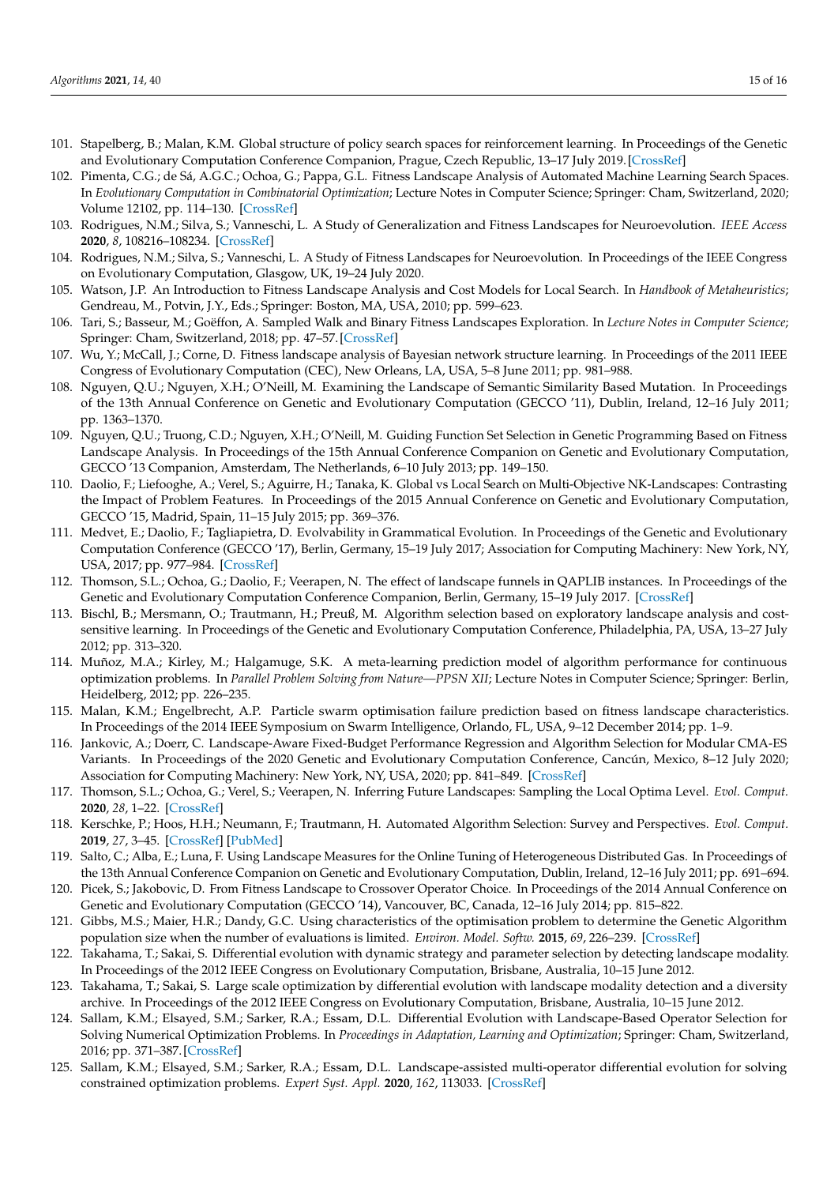101. Stapelberg, B.; Malan, K.M. Global structure of policy search spaces for reinforcement learning. In Proceedings of the Genetic and Evolutionary Computation Conference Companion, Prague, Czech Republic, 13–17 July 2019. [CrossRef]
102. Pimenta, C.G.; de Sá, A.G.C.; Ochoa, G.; Pappa, G.L. Fitness Landscape Analysis of Automated Machine Learning Search Spaces. In *Evolutionary Computation in Combinatorial Optimization*; Lecture Notes in Computer Science; Springer: Cham, Switzerland, 2020; Volume 12102, pp. 114–130. [CrossRef]
103. Rodrigues, N.M.; Silva, S.; Vanneschi, L. A Study of Generalization and Fitness Landscapes for Neuroevolution. *IEEE Access* **2020**, *8*, 108216–108234. [CrossRef]
104. Rodrigues, N.M.; Silva, S.; Vanneschi, L. A Study of Fitness Landscapes for Neuroevolution. In Proceedings of the IEEE Congress on Evolutionary Computation, Glasgow, UK, 19–24 July 2020.
105. Watson, J.P. An Introduction to Fitness Landscape Analysis and Cost Models for Local Search. In *Handbook of Metaheuristics*; Gendreau, M., Potvin, J.Y., Eds.; Springer: Boston, MA, USA, 2010; pp. 599–623.
106. Tari, S.; Basseur, M.; Goëffon, A. Sampled Walk and Binary Fitness Landscapes Exploration. In *Lecture Notes in Computer Science*; Springer: Cham, Switzerland, 2018; pp. 47–57. [CrossRef]
107. Wu, Y.; McCall, J.; Corne, D. Fitness landscape analysis of Bayesian network structure learning. In Proceedings of the 2011 IEEE Congress of Evolutionary Computation (CEC), New Orleans, LA, USA, 5–8 June 2011; pp. 981–988.
108. Nguyen, Q.U.; Nguyen, X.H.; O'Neill, M. Examining the Landscape of Semantic Similarity Based Mutation. In Proceedings of the 13th Annual Conference on Genetic and Evolutionary Computation (GECCO '11), Dublin, Ireland, 12–16 July 2011; pp. 1363–1370.
109. Nguyen, Q.U.; Truong, C.D.; Nguyen, X.H.; O'Neill, M. Guiding Function Set Selection in Genetic Programming Based on Fitness Landscape Analysis. In Proceedings of the 15th Annual Conference Companion on Genetic and Evolutionary Computation, GECCO '13 Companion, Amsterdam, The Netherlands, 6–10 July 2013; pp. 149–150.
110. Daolio, F.; Liefooghe, A.; Verel, S.; Aguirre, H.; Tanaka, K. Global vs Local Search on Multi-Objective NK-Landscapes: Contrasting the Impact of Problem Features. In Proceedings of the 2015 Annual Conference on Genetic and Evolutionary Computation, GECCO '15, Madrid, Spain, 11–15 July 2015; pp. 369–376.
111. Medvet, E.; Daolio, F.; Tagliapietra, D. Evolvability in Grammatical Evolution. In Proceedings of the Genetic and Evolutionary Computation Conference (GECCO '17), Berlin, Germany, 15–19 July 2017; Association for Computing Machinery: New York, NY, USA, 2017; pp. 977–984. [CrossRef]
112. Thomson, S.L.; Ochoa, G.; Daolio, F.; Veerapen, N. The effect of landscape funnels in QAPLIB instances. In Proceedings of the Genetic and Evolutionary Computation Conference Companion, Berlin, Germany, 15–19 July 2017. [CrossRef]
113. Bischl, B.; Mersmann, O.; Trautmann, H.; Preuß, M. Algorithm selection based on exploratory landscape analysis and cost-sensitive learning. In Proceedings of the Genetic and Evolutionary Computation Conference, Philadelphia, PA, USA, 13–27 July 2012; pp. 313–320.
114. Muñoz, M.A.; Kirley, M.; Halgamuge, S.K. A meta-learning prediction model of algorithm performance for continuous optimization problems. In *Parallel Problem Solving from Nature—PPSN XII*; Lecture Notes in Computer Science; Springer: Berlin, Heidelberg, 2012; pp. 226–235.
115. Malan, K.M.; Engelbrecht, A.P. Particle swarm optimisation failure prediction based on fitness landscape characteristics. In Proceedings of the 2014 IEEE Symposium on Swarm Intelligence, Orlando, FL, USA, 9–12 December 2014; pp. 1–9.
116. Jankovic, A.; Doerr, C. Landscape-Aware Fixed-Budget Performance Regression and Algorithm Selection for Modular CMA-ES Variants. In Proceedings of the 2020 Genetic and Evolutionary Computation Conference, Cancún, Mexico, 8–12 July 2020; Association for Computing Machinery: New York, NY, USA, 2020; pp. 841–849. [CrossRef]
117. Thomson, S.L.; Ochoa, G.; Verel, S.; Veerapen, N. Inferring Future Landscapes: Sampling the Local Optima Level. *Evol. Comput.* **2020**, *28*, 1–22. [CrossRef]
118. Kerschke, P.; Hoos, H.H.; Neumann, F.; Trautmann, H. Automated Algorithm Selection: Survey and Perspectives. *Evol. Comput.* **2019**, *27*, 3–45. [CrossRef] [PubMed]
119. Salto, C.; Alba, E.; Luna, F. Using Landscape Measures for the Online Tuning of Heterogeneous Distributed Gas. In Proceedings of the 13th Annual Conference Companion on Genetic and Evolutionary Computation, Dublin, Ireland, 12–16 July 2011; pp. 691–694.
120. Picek, S.; Jakobovic, D. From Fitness Landscape to Crossover Operator Choice. In Proceedings of the 2014 Annual Conference on Genetic and Evolutionary Computation (GECCO '14), Vancouver, BC, Canada, 12–16 July 2014; pp. 815–822.
121. Gibbs, M.S.; Maier, H.R.; Dandy, G.C. Using characteristics of the optimisation problem to determine the Genetic Algorithm population size when the number of evaluations is limited. *Environ. Model. Softw.* **2015**, *69*, 226–239. [CrossRef]
122. Takahama, T.; Sakai, S. Differential evolution with dynamic strategy and parameter selection by detecting landscape modality. In Proceedings of the 2012 IEEE Congress on Evolutionary Computation, Brisbane, Australia, 10–15 June 2012.
123. Takahama, T.; Sakai, S. Large scale optimization by differential evolution with landscape modality detection and a diversity archive. In Proceedings of the 2012 IEEE Congress on Evolutionary Computation, Brisbane, Australia, 10–15 June 2012.
124. Sallam, K.M.; Elsayed, S.M.; Sarker, R.A.; Essam, D.L. Differential Evolution with Landscape-Based Operator Selection for Solving Numerical Optimization Problems. In *Proceedings in Adaptation, Learning and Optimization*; Springer: Cham, Switzerland, 2016; pp. 371–387. [CrossRef]
125. Sallam, K.M.; Elsayed, S.M.; Sarker, R.A.; Essam, D.L. Landscape-assisted multi-operator differential evolution for solving constrained optimization problems. *Expert Syst. Appl.* **2020**, *162*, 113033. [CrossRef]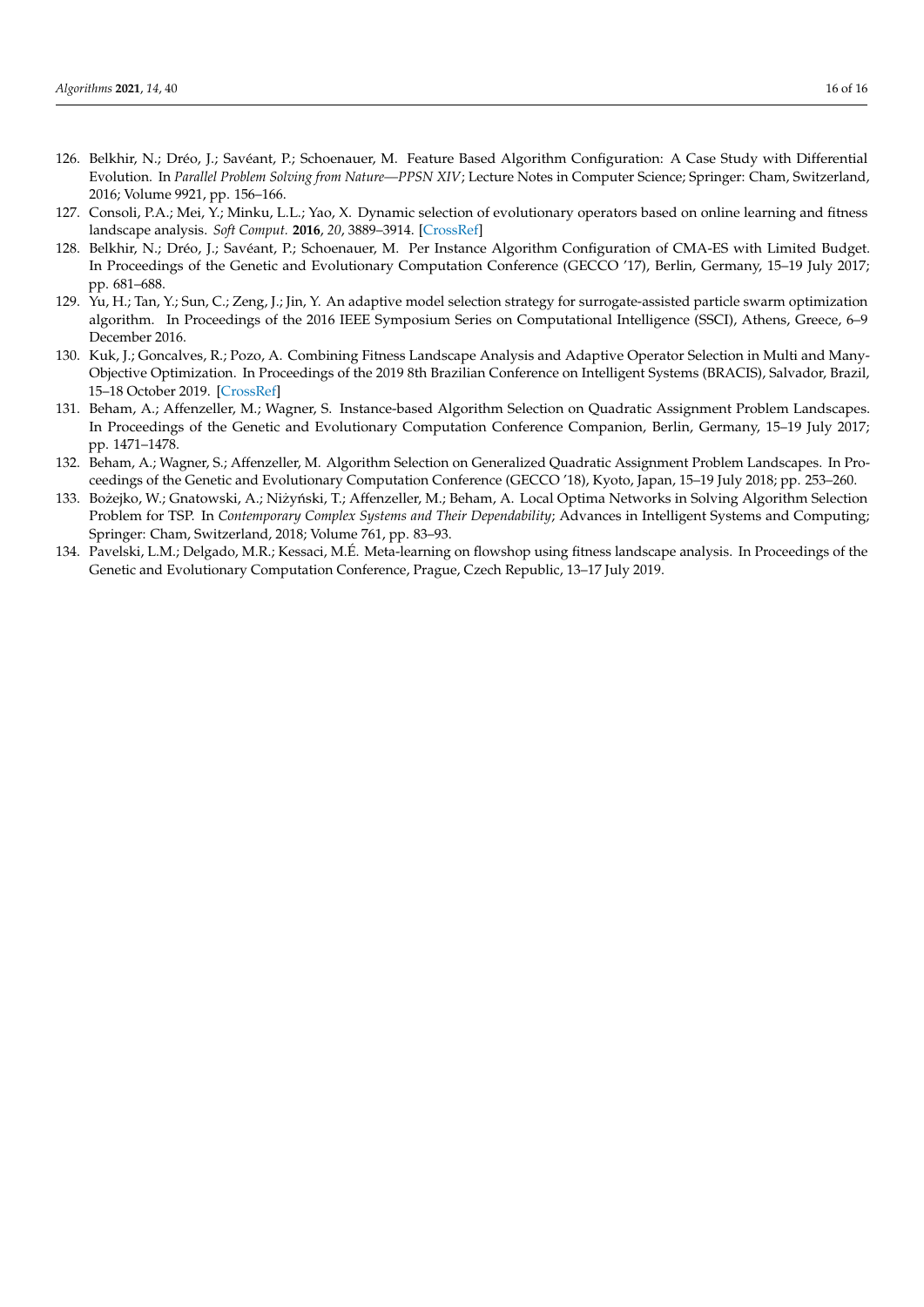126. Belkhir, N.; Dréo, J.; Savéant, P.; Schoenauer, M. Feature Based Algorithm Configuration: A Case Study with Differential Evolution. In *Parallel Problem Solving from Nature—PPSN XIV*; Lecture Notes in Computer Science; Springer: Cham, Switzerland, 2016; Volume 9921, pp. 156–166.
127. Consoli, P.A.; Mei, Y.; Minku, L.L.; Yao, X. Dynamic selection of evolutionary operators based on online learning and fitness landscape analysis. *Soft Comput.* **2016**, *20*, 3889–3914. [CrossRef]
128. Belkhir, N.; Dréo, J.; Savéant, P.; Schoenauer, M. Per Instance Algorithm Configuration of CMA-ES with Limited Budget. In Proceedings of the Genetic and Evolutionary Computation Conference (GECCO '17), Berlin, Germany, 15–19 July 2017; pp. 681–688.
129. Yu, H.; Tan, Y.; Sun, C.; Zeng, J.; Jin, Y. An adaptive model selection strategy for surrogate-assisted particle swarm optimization algorithm. In Proceedings of the 2016 IEEE Symposium Series on Computational Intelligence (SSCI), Athens, Greece, 6–9 December 2016.
130. Kuk, J.; Goncalves, R.; Pozo, A. Combining Fitness Landscape Analysis and Adaptive Operator Selection in Multi and Many-Objective Optimization. In Proceedings of the 2019 8th Brazilian Conference on Intelligent Systems (BRACIS), Salvador, Brazil, 15–18 October 2019. [CrossRef]
131. Beham, A.; Affenzeller, M.; Wagner, S. Instance-based Algorithm Selection on Quadratic Assignment Problem Landscapes. In Proceedings of the Genetic and Evolutionary Computation Conference Companion, Berlin, Germany, 15–19 July 2017; pp. 1471–1478.
132. Beham, A.; Wagner, S.; Affenzeller, M. Algorithm Selection on Generalized Quadratic Assignment Problem Landscapes. In Proceedings of the Genetic and Evolutionary Computation Conference (GECCO '18), Kyoto, Japan, 15–19 July 2018; pp. 253–260.
133. Bożejko, W.; Gnatowski, A.; Niżyński, T.; Affenzeller, M.; Beham, A. Local Optima Networks in Solving Algorithm Selection Problem for TSP. In *Contemporary Complex Systems and Their Dependability*; Advances in Intelligent Systems and Computing; Springer: Cham, Switzerland, 2018; Volume 761, pp. 83–93.
134. Pavelski, L.M.; Delgado, M.R.; Kessaci, M.É. Meta-learning on flowshop using fitness landscape analysis. In Proceedings of the Genetic and Evolutionary Computation Conference, Prague, Czech Republic, 13–17 July 2019.